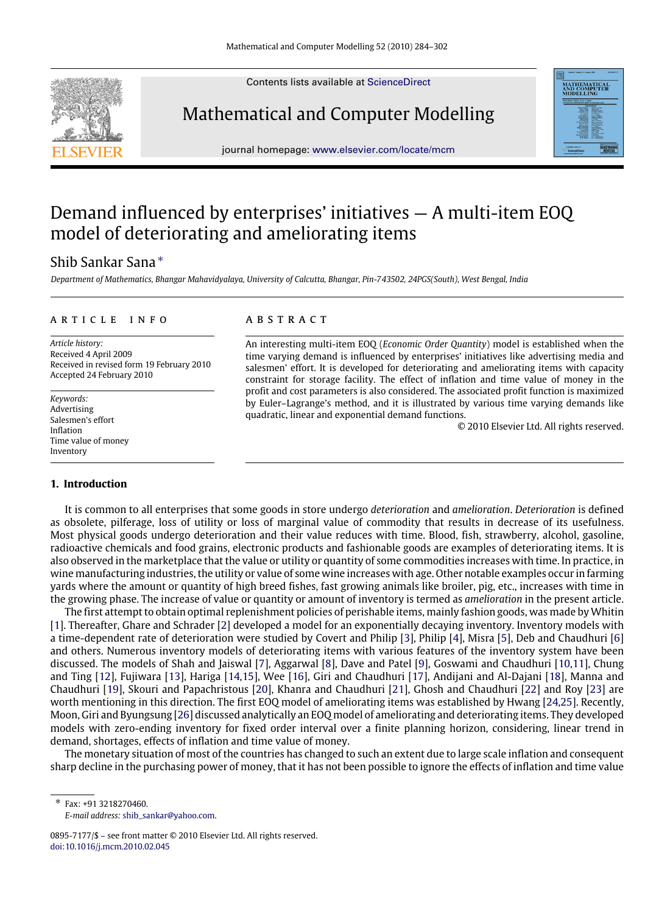Contents lists available at ScienceDirect

# Mathematical and Computer Modelling

journal homepage: www.elsevier.com/locate/mcm

# Demand influenced by enterprises' initiatives — A multi-item EOQ model of deteriorating and ameliorating items

Shib Sankar Sana *

*Department of Mathematics, Bhangar Mahavidyalaya, University of Calcutta, Bhangar, Pin-743502, 24PGS(South), West Bengal, India*

**ARTICLE INFO**

*Article history:*
Received 4 April 2009
Received in revised form 19 February 2010
Accepted 24 February 2010

*Keywords:*
Advertising
Salesmen's effort
Inflation
Time value of money
Inventory

**ABSTRACT**

An interesting multi-item EOQ (*Economic Order Quantity*) model is established when the time varying demand is influenced by enterprises' initiatives like advertising media and salesmen' effort. It is developed for deteriorating and ameliorating items with capacity constraint for storage facility. The effect of inflation and time value of money in the profit and cost parameters is also considered. The associated profit function is maximized by Euler–Lagrange's method, and it is illustrated by various time varying demands like quadratic, linear and exponential demand functions.

© 2010 Elsevier Ltd. All rights reserved.

## 1. Introduction

It is common to all enterprises that some goods in store undergo *deterioration* and *amelioration*. *Deterioration* is defined as obsolete, pilferage, loss of utility or loss of marginal value of commodity that results in decrease of its usefulness. Most physical goods undergo deterioration and their value reduces with time. Blood, fish, strawberry, alcohol, gasoline, radioactive chemicals and food grains, electronic products and fashionable goods are examples of deteriorating items. It is also observed in the marketplace that the value or utility or quantity of some commodities increases with time. In practice, in wine manufacturing industries, the utility or value of some wine increases with age. Other notable examples occur in farming yards where the amount or quantity of high breed fishes, fast growing animals like broiler, pig, etc., increases with time in the growing phase. The increase of value or quantity or amount of inventory is termed as *amelioration* in the present article.

The first attempt to obtain optimal replenishment policies of perishable items, mainly fashion goods, was made by Whitin [1]. Thereafter, Ghare and Schrader [2] developed a model for an exponentially decaying inventory. Inventory models with a time-dependent rate of deterioration were studied by Covert and Philip [3], Philip [4], Misra [5], Deb and Chaudhuri [6] and others. Numerous inventory models of deteriorating items with various features of the inventory system have been discussed. The models of Shah and Jaiswal [7], Aggarwal [8], Dave and Patel [9], Goswami and Chaudhuri [10,11], Chung and Ting [12], Fujiwara [13], Hariga [14,15], Wee [16], Giri and Chaudhuri [17], Andijani and Al-Dajani [18], Manna and Chaudhuri [19], Skouri and Papachristous [20], Khanra and Chaudhuri [21], Ghosh and Chaudhuri [22] and Roy [23] are worth mentioning in this direction. The first EOQ model of ameliorating items was established by Hwang [24,25]. Recently, Moon, Giri and Byungsung [26] discussed analytically an EOQ model of ameliorating and deteriorating items. They developed models with zero-ending inventory for fixed order interval over a finite planning horizon, considering, linear trend in demand, shortages, effects of inflation and time value of money.

The monetary situation of most of the countries has changed to such an extent due to large scale inflation and consequent sharp decline in the purchasing power of money, that it has not been possible to ignore the effects of inflation and time value

* Fax: +91 3218270460.
*E-mail address:* shib_sankar@yahoo.com.

0895-7177/$ – see front matter © 2010 Elsevier Ltd. All rights reserved.
doi:10.1016/j.mcm.2010.02.045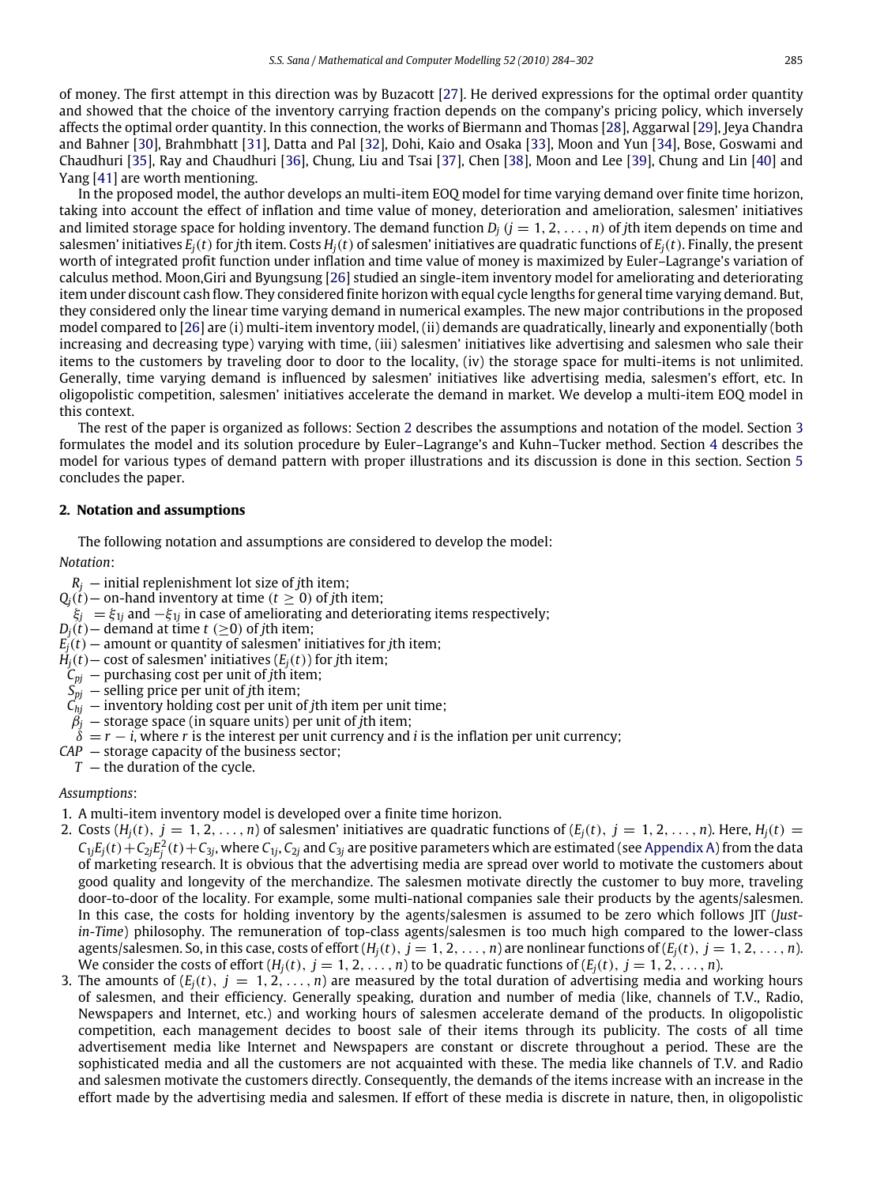of money. The first attempt in this direction was by Buzacott [27]. He derived expressions for the optimal order quantity and showed that the choice of the inventory carrying fraction depends on the company's pricing policy, which inversely affects the optimal order quantity. In this connection, the works of Biermann and Thomas [28], Aggarwal [29], Jeya Chandra and Bahner [30], Brahmbhatt [31], Datta and Pal [32], Dohi, Kaio and Osaka [33], Moon and Yun [34], Bose, Goswami and Chaudhuri [35], Ray and Chaudhuri [36], Chung, Liu and Tsai [37], Chen [38], Moon and Lee [39], Chung and Lin [40] and Yang [41] are worth mentioning.

In the proposed model, the author develops an multi-item EOQ model for time varying demand over finite time horizon, taking into account the effect of inflation and time value of money, deterioration and amelioration, salesmen' initiatives and limited storage space for holding inventory. The demand function $D_j$ $(j = 1, 2, \ldots, n)$ of $j$th item depends on time and salesmen' initiatives $E_j(t)$ for $j$th item. Costs $H_j(t)$ of salesmen' initiatives are quadratic functions of $E_j(t)$. Finally, the present worth of integrated profit function under inflation and time value of money is maximized by Euler–Lagrange's variation of calculus method. Moon, Giri and Byungsung [26] studied an single-item inventory model for ameliorating and deteriorating item under discount cash flow. They considered finite horizon with equal cycle lengths for general time varying demand. But, they considered only the linear time varying demand in numerical examples. The new major contributions in the proposed model compared to [26] are (i) multi-item inventory model, (ii) demands are quadratically, linearly and exponentially (both increasing and decreasing type) varying with time, (iii) salesmen' initiatives like advertising and salesmen who sale their items to the customers by traveling door to door to the locality, (iv) the storage space for multi-items is not unlimited. Generally, time varying demand is influenced by salesmen' initiatives like advertising media, salesmen's effort, etc. In oligopolistic competition, salesmen' initiatives accelerate the demand in market. We develop a multi-item EOQ model in this context.

The rest of the paper is organized as follows: Section 2 describes the assumptions and notation of the model. Section 3 formulates the model and its solution procedure by Euler–Lagrange's and Kuhn–Tucker method. Section 4 describes the model for various types of demand pattern with proper illustrations and its discussion is done in this section. Section 5 concludes the paper.

## 2. Notation and assumptions

The following notation and assumptions are considered to develop the model:

*Notation*:

- $R_j$ — initial replenishment lot size of $j$th item;
- $Q_j(t)$ — on-hand inventory at time $(t \geq 0)$ of $j$th item;
- $\xi_j$ $= \xi_{1j}$ and $-\xi_{1j}$ in case of ameliorating and deteriorating items respectively;
- $D_j(t)$ — demand at time $t$ $(\geq 0)$ of $j$th item;
- $E_j(t)$ — amount or quantity of salesmen' initiatives for $j$th item;
- $H_j(t)$ — cost of salesmen' initiatives $(E_j(t))$ for $j$th item;
- $C_{pj}$ — purchasing cost per unit of $j$th item;
- $S_{pj}$ — selling price per unit of $j$th item;
- $C_{hj}$ — inventory holding cost per unit of $j$th item per unit time;
- $\beta_j$ — storage space (in square units) per unit of $j$th item;
- $\delta$ $= r - i$, where $r$ is the interest per unit currency and $i$ is the inflation per unit currency;
- $CAP$ — storage capacity of the business sector;
- $T$ — the duration of the cycle.

*Assumptions*:

1. A multi-item inventory model is developed over a finite time horizon.
2. Costs $(H_j(t),\ j = 1, 2, \ldots, n)$ of salesmen' initiatives are quadratic functions of $(E_j(t),\ j = 1, 2, \ldots, n)$. Here, $H_j(t) = C_{1j}E_j(t) + C_{2j}E_j^2(t) + C_{3j}$, where $C_{1j}$, $C_{2j}$ and $C_{3j}$ are positive parameters which are estimated (see Appendix A) from the data of marketing research. It is obvious that the advertising media are spread over world to motivate the customers about good quality and longevity of the merchandize. The salesmen motivate directly the customer to buy more, traveling door-to-door of the locality. For example, some multi-national companies sale their products by the agents/salesmen. In this case, the costs for holding inventory by the agents/salesmen is assumed to be zero which follows JIT (*Just-in-Time*) philosophy. The remuneration of top-class agents/salesmen is too much high compared to the lower-class agents/salesmen. So, in this case, costs of effort $(H_j(t),\ j = 1, 2, \ldots, n)$ are nonlinear functions of $(E_j(t),\ j = 1, 2, \ldots, n)$. We consider the costs of effort $(H_j(t),\ j = 1, 2, \ldots, n)$ to be quadratic functions of $(E_j(t),\ j = 1, 2, \ldots, n)$.
3. The amounts of $(E_j(t),\ j = 1, 2, \ldots, n)$ are measured by the total duration of advertising media and working hours of salesmen, and their efficiency. Generally speaking, duration and number of media (like, channels of T.V., Radio, Newspapers and Internet, etc.) and working hours of salesmen accelerate demand of the products. In oligopolistic competition, each management decides to boost sale of their items through its publicity. The costs of all time advertisement media like Internet and Newspapers are constant or discrete throughout a period. These are the sophisticated media and all the customers are not acquainted with these. The media like channels of T.V. and Radio and salesmen motivate the customers directly. Consequently, the demands of the items increase with an increase in the effort made by the advertising media and salesmen. If effort of these media is discrete in nature, then, in oligopolistic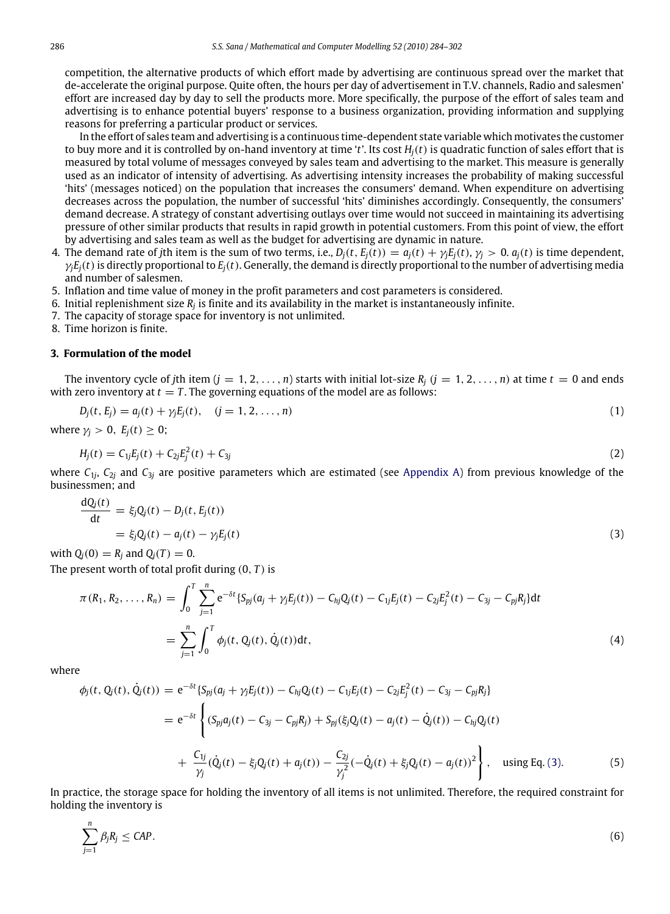competition, the alternative products of which effort made by advertising are continuous spread over the market that de-accelerate the original purpose. Quite often, the hours per day of advertisement in T.V. channels, Radio and salesmen' effort are increased day by day to sell the products more. More specifically, the purpose of the effort of sales team and advertising is to enhance potential buyers' response to a business organization, providing information and supplying reasons for preferring a particular product or services.

In the effort of sales team and advertising is a continuous time-dependent state variable which motivates the customer to buy more and it is controlled by on-hand inventory at time '$t$'. Its cost $H_j(t)$ is quadratic function of sales effort that is measured by total volume of messages conveyed by sales team and advertising to the market. This measure is generally used as an indicator of intensity of advertising. As advertising intensity increases the probability of making successful 'hits' (messages noticed) on the population that increases the consumers' demand. When expenditure on advertising decreases across the population, the number of successful 'hits' diminishes accordingly. Consequently, the consumers' demand decrease. A strategy of constant advertising outlays over time would not succeed in maintaining its advertising pressure of other similar products that results in rapid growth in potential customers. From this point of view, the effort by advertising and sales team as well as the budget for advertising are dynamic in nature.

4. The demand rate of $j$th item is the sum of two terms, i.e., $D_j(t, E_j(t)) = a_j(t) + \gamma_j E_j(t)$, $\gamma_j > 0$. $a_j(t)$ is time dependent, $\gamma_j E_j(t)$ is directly proportional to $E_j(t)$. Generally, the demand is directly proportional to the number of advertising media and number of salesmen.
5. Inflation and time value of money in the profit parameters and cost parameters is considered.
6. Initial replenishment size $R_j$ is finite and its availability in the market is instantaneously infinite.
7. The capacity of storage space for inventory is not unlimited.
8. Time horizon is finite.

## 3. Formulation of the model

The inventory cycle of $j$th item ($j = 1, 2, \ldots, n$) starts with initial lot-size $R_j$ ($j = 1, 2, \ldots, n$) at time $t = 0$ and ends with zero inventory at $t = T$. The governing equations of the model are as follows:

$$D_j(t, E_j) = a_j(t) + \gamma_j E_j(t), \quad (j = 1, 2, \ldots, n) \tag{1}$$

where $\gamma_j > 0,\ E_j(t) \geq 0$;

$$H_j(t) = C_{1j} E_j(t) + C_{2j} E_j^2(t) + C_{3j} \tag{2}$$

where $C_{1j}$, $C_{2j}$ and $C_{3j}$ are positive parameters which are estimated (see Appendix A) from previous knowledge of the businessmen; and

$$\begin{aligned}\frac{\mathrm{d}Q_j(t)}{\mathrm{d}t} &= \xi_j Q_j(t) - D_j(t, E_j(t)) \\ &= \xi_j Q_j(t) - a_j(t) - \gamma_j E_j(t)\end{aligned} \tag{3}$$

with $Q_j(0) = R_j$ and $Q_j(T) = 0$.

The present worth of total profit during $(0, T)$ is

$$\begin{aligned}\pi(R_1, R_2, \ldots, R_n) &= \int_0^T \sum_{j=1}^n \mathrm{e}^{-\delta t}\{S_{pj}(a_j + \gamma_j E_j(t)) - C_{hj} Q_j(t) - C_{1j} E_j(t) - C_{2j} E_j^2(t) - C_{3j} - C_{pj} R_j\}\mathrm{d}t \\ &= \sum_{j=1}^n \int_0^T \phi_j(t, Q_j(t), \dot{Q}_j(t))\mathrm{d}t,\end{aligned} \tag{4}$$

where

$$\begin{aligned}\phi_j(t, Q_j(t), \dot{Q}_j(t)) &= \mathrm{e}^{-\delta t}\{S_{pj}(a_j + \gamma_j E_j(t)) - C_{hj} Q_j(t) - C_{1j} E_j(t) - C_{2j} E_j^2(t) - C_{3j} - C_{pj} R_j\} \\ &= \mathrm{e}^{-\delta t}\Bigg\{(S_{pj} a_j(t) - C_{3j} - C_{pj} R_j) + S_{pj}(\xi_j Q_j(t) - a_j(t) - \dot{Q}_j(t)) - C_{hj} Q_j(t) \\ &\quad + \frac{C_{1j}}{\gamma_j}(\dot{Q}_j(t) - \xi_j Q_j(t) + a_j(t)) - \frac{C_{2j}}{\gamma_j^2}(-\dot{Q}_j(t) + \xi_j Q_j(t) - a_j(t))^2\Bigg\}, \quad \text{using Eq. (3).}\end{aligned} \tag{5}$$

In practice, the storage space for holding the inventory of all items is not unlimited. Therefore, the required constraint for holding the inventory is

$$\sum_{j=1}^n \beta_j R_j \leq CAP. \tag{6}$$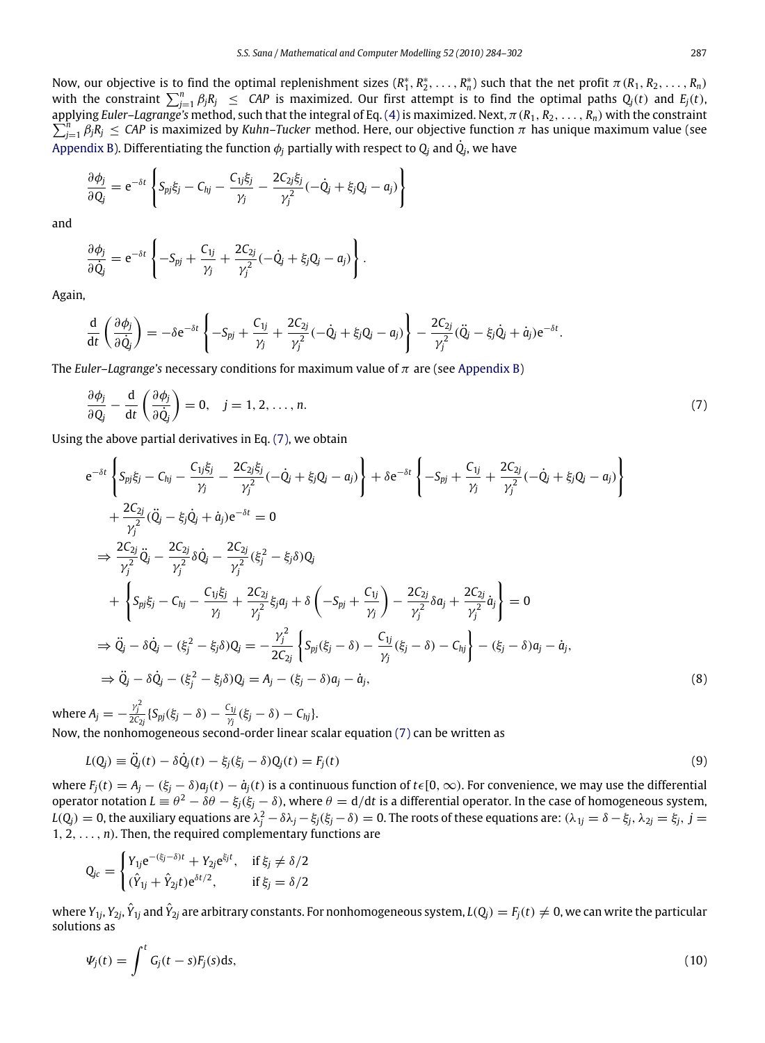Now, our objective is to find the optimal replenishment sizes $(R_1^*, R_2^*, \ldots, R_n^*)$ such that the net profit $\pi(R_1, R_2, \ldots, R_n)$ with the constraint $\sum_{j=1}^{n} \beta_j R_j \leq CAP$ is maximized. Our first attempt is to find the optimal paths $Q_j(t)$ and $E_j(t)$, applying *Euler–Lagrange's* method, such that the integral of Eq. (4) is maximized. Next, $\pi(R_1, R_2, \ldots, R_n)$ with the constraint $\sum_{j=1}^{n} \beta_j R_j \leq CAP$ is maximized by *Kuhn–Tucker* method. Here, our objective function $\pi$ has unique maximum value (see Appendix B). Differentiating the function $\phi_j$ partially with respect to $Q_j$ and $\dot{Q}_j$, we have

$$\frac{\partial \phi_j}{\partial Q_j} = e^{-\delta t}\left\{S_{pj}\xi_j - C_{hj} - \frac{C_{1j}\xi_j}{\gamma_j} - \frac{2C_{2j}\xi_j}{\gamma_j^2}(-\dot{Q}_j + \xi_j Q_j - a_j)\right\}$$

and

$$\frac{\partial \phi_j}{\partial \dot{Q}_j} = e^{-\delta t}\left\{-S_{pj} + \frac{C_{1j}}{\gamma_j} + \frac{2C_{2j}}{\gamma_j^2}(-\dot{Q}_j + \xi_j Q_j - a_j)\right\}.$$

Again,

$$\frac{d}{dt}\left(\frac{\partial \phi_j}{\partial \dot{Q}_j}\right) = -\delta e^{-\delta t}\left\{-S_{pj} + \frac{C_{1j}}{\gamma_j} + \frac{2C_{2j}}{\gamma_j^2}(-\dot{Q}_j + \xi_j Q_j - a_j)\right\} - \frac{2C_{2j}}{\gamma_j^2}(\ddot{Q}_j - \xi_j \dot{Q}_j + \dot{a}_j)e^{-\delta t}.$$

The *Euler–Lagrange's* necessary conditions for maximum value of $\pi$ are (see Appendix B)

$$\frac{\partial \phi_j}{\partial Q_j} - \frac{d}{dt}\left(\frac{\partial \phi_j}{\partial \dot{Q}_j}\right) = 0, \quad j = 1, 2, \ldots, n. \tag{7}$$

Using the above partial derivatives in Eq. (7), we obtain

$$\begin{aligned}
& e^{-\delta t}\left\{S_{pj}\xi_j - C_{hj} - \frac{C_{1j}\xi_j}{\gamma_j} - \frac{2C_{2j}\xi_j}{\gamma_j^2}(-\dot{Q}_j + \xi_j Q_j - a_j)\right\} + \delta e^{-\delta t}\left\{-S_{pj} + \frac{C_{1j}}{\gamma_j} + \frac{2C_{2j}}{\gamma_j^2}(-\dot{Q}_j + \xi_j Q_j - a_j)\right\} \\
& \quad + \frac{2C_{2j}}{\gamma_j^2}(\ddot{Q}_j - \xi_j \dot{Q}_j + \dot{a}_j)e^{-\delta t} = 0 \\
& \Rightarrow \frac{2C_{2j}}{\gamma_j^2}\ddot{Q}_j - \frac{2C_{2j}}{\gamma_j^2}\delta \dot{Q}_j - \frac{2C_{2j}}{\gamma_j^2}(\xi_j^2 - \xi_j \delta)Q_j \\
& \quad + \left\{S_{pj}\xi_j - C_{hj} - \frac{C_{1j}\xi_j}{\gamma_j} + \frac{2C_{2j}}{\gamma_j^2}\xi_j a_j + \delta\left(-S_{pj} + \frac{C_{1j}}{\gamma_j}\right) - \frac{2C_{2j}}{\gamma_j^2}\delta a_j + \frac{2C_{2j}}{\gamma_j^2}\dot{a}_j\right\} = 0 \\
& \Rightarrow \ddot{Q}_j - \delta \dot{Q}_j - (\xi_j^2 - \xi_j \delta)Q_j = -\frac{\gamma_j^2}{2C_{2j}}\left\{S_{pj}(\xi_j - \delta) - \frac{C_{1j}}{\gamma_j}(\xi_j - \delta) - C_{hj}\right\} - (\xi_j - \delta)a_j - \dot{a}_j, \\
& \Rightarrow \ddot{Q}_j - \delta \dot{Q}_j - (\xi_j^2 - \xi_j \delta)Q_j = A_j - (\xi_j - \delta)a_j - \dot{a}_j,
\end{aligned} \tag{8}$$

where $A_j = -\frac{\gamma_j^2}{2C_{2j}}\{S_{pj}(\xi_j - \delta) - \frac{C_{1j}}{\gamma_j}(\xi_j - \delta) - C_{hj}\}$.

Now, the nonhomogeneous second-order linear scalar equation (7) can be written as

$$L(Q_j) \equiv \ddot{Q}_j(t) - \delta \dot{Q}_j(t) - \xi_j(\xi_j - \delta)Q_j(t) = F_j(t) \tag{9}$$

where $F_j(t) = A_j - (\xi_j - \delta)a_j(t) - \dot{a}_j(t)$ is a continuous function of $t \epsilon [0, \infty)$. For convenience, we may use the differential operator notation $L \equiv \theta^2 - \delta\theta - \xi_j(\xi_j - \delta)$, where $\theta = d/dt$ is a differential operator. In the case of homogeneous system, $L(Q_j) = 0$, the auxiliary equations are $\lambda_j^2 - \delta\lambda_j - \xi_j(\xi_j - \delta) = 0$. The roots of these equations are: $(\lambda_{1j} = \delta - \xi_j, \lambda_{2j} = \xi_j, j = 1, 2, \ldots, n)$. Then, the required complementary functions are

$$Q_{jc} = \begin{cases} Y_{1j}e^{-(\xi_j - \delta)t} + Y_{2j}e^{\xi_j t}, & \text{if } \xi_j \neq \delta/2 \\ (\hat{Y}_{1j} + \hat{Y}_{2j}t)e^{\delta t/2}, & \text{if } \xi_j = \delta/2 \end{cases}$$

where $Y_{1j}, Y_{2j}, \hat{Y}_{1j}$ and $\hat{Y}_{2j}$ are arbitrary constants. For nonhomogeneous system, $L(Q_j) = F_j(t) \neq 0$, we can write the particular solutions as

$$\Psi_j(t) = \int^t G_j(t - s)F_j(s)ds, \tag{10}$$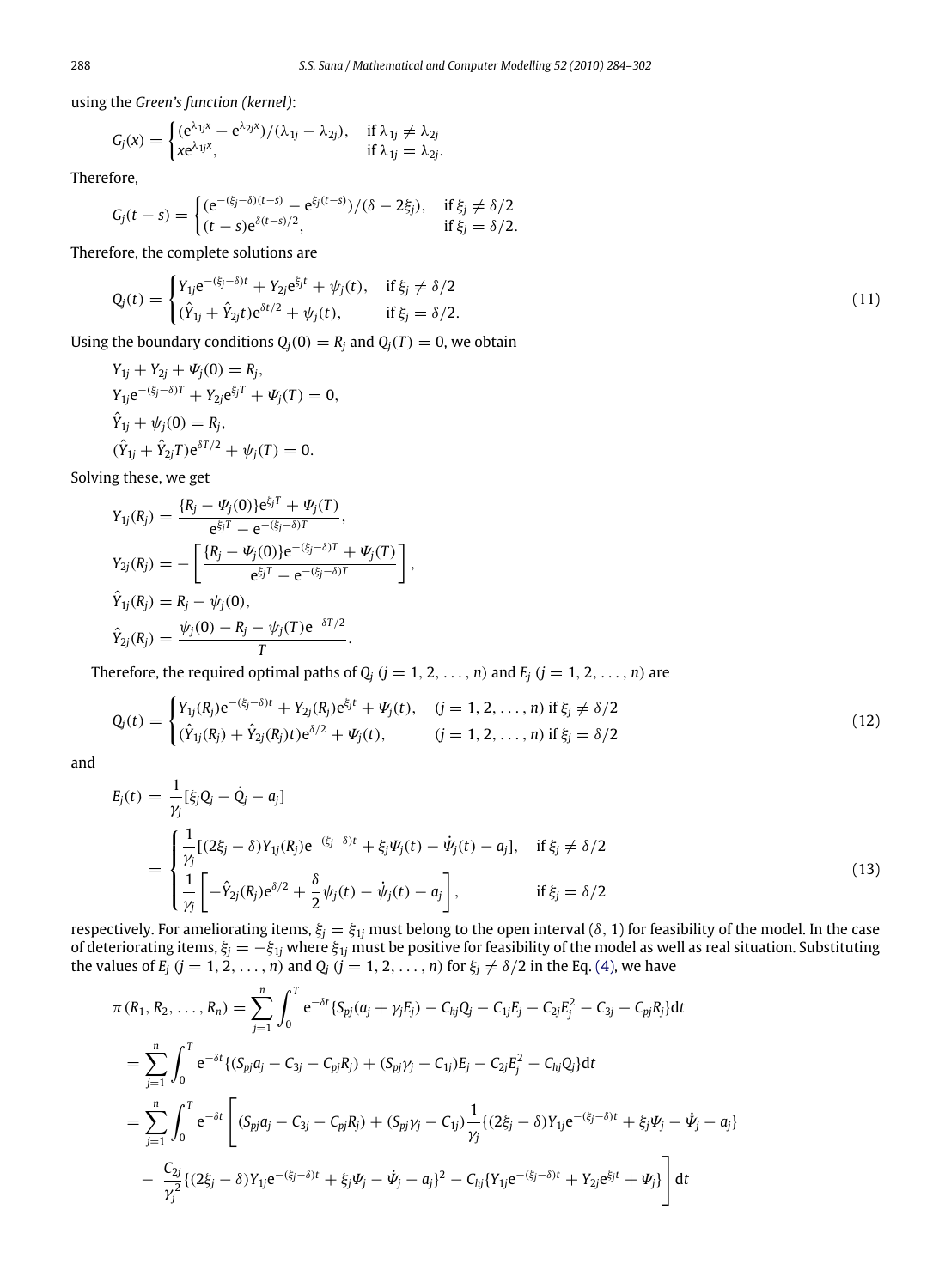using the *Green's function (kernel)*:

$$G_j(x) = \begin{cases} (e^{\lambda_{1j}x} - e^{\lambda_{2j}x})/(\lambda_{1j} - \lambda_{2j}), & \text{if } \lambda_{1j} \neq \lambda_{2j} \\ xe^{\lambda_{1j}x}, & \text{if } \lambda_{1j} = \lambda_{2j}. \end{cases}$$

Therefore,

$$G_j(t-s) = \begin{cases} (e^{-(\xi_j-\delta)(t-s)} - e^{\xi_j(t-s)})/(\delta - 2\xi_j), & \text{if } \xi_j \neq \delta/2 \\ (t-s)e^{\delta(t-s)/2}, & \text{if } \xi_j = \delta/2. \end{cases}$$

Therefore, the complete solutions are

$$Q_j(t) = \begin{cases} Y_{1j}e^{-(\xi_j-\delta)t} + Y_{2j}e^{\xi_j t} + \psi_j(t), & \text{if } \xi_j \neq \delta/2 \\ (\hat{Y}_{1j} + \hat{Y}_{2j}t)e^{\delta t/2} + \psi_j(t), & \text{if } \xi_j = \delta/2. \end{cases} \tag{11}$$

Using the boundary conditions $Q_j(0) = R_j$ and $Q_j(T) = 0$, we obtain

$$Y_{1j} + Y_{2j} + \Psi_j(0) = R_j,$$

$$Y_{1j}e^{-(\xi_j-\delta)T} + Y_{2j}e^{\xi_j T} + \Psi_j(T) = 0,$$

$$\hat{Y}_{1j} + \psi_j(0) = R_j,$$

$$(\hat{Y}_{1j} + \hat{Y}_{2j}T)e^{\delta T/2} + \psi_j(T) = 0.$$

Solving these, we get

$$Y_{1j}(R_j) = \frac{\{R_j - \Psi_j(0)\}e^{\xi_j T} + \Psi_j(T)}{e^{\xi_j T} - e^{-(\xi_j-\delta)T}},$$

$$Y_{2j}(R_j) = -\left[\frac{\{R_j - \Psi_j(0)\}e^{-(\xi_j-\delta)T} + \Psi_j(T)}{e^{\xi_j T} - e^{-(\xi_j-\delta)T}}\right],$$

$$\hat{Y}_{1j}(R_j) = R_j - \psi_j(0),$$

$$\hat{Y}_{2j}(R_j) = \frac{\psi_j(0) - R_j - \psi_j(T)e^{-\delta T/2}}{T}.$$

Therefore, the required optimal paths of $Q_j$ $(j = 1, 2, \ldots, n)$ and $E_j$ $(j = 1, 2, \ldots, n)$ are

$$Q_j(t) = \begin{cases} Y_{1j}(R_j)e^{-(\xi_j-\delta)t} + Y_{2j}(R_j)e^{\xi_j t} + \Psi_j(t), & (j = 1, 2, \ldots, n) \text{ if } \xi_j \neq \delta/2 \\ (\hat{Y}_{1j}(R_j) + \hat{Y}_{2j}(R_j)t)e^{\delta/2} + \Psi_j(t), & (j = 1, 2, \ldots, n) \text{ if } \xi_j = \delta/2 \end{cases} \tag{12}$$

and

$$\begin{aligned} E_j(t) &= \frac{1}{\gamma_j}[\xi_j Q_j - \dot{Q}_j - a_j] \\ &= \begin{cases} \dfrac{1}{\gamma_j}[(2\xi_j - \delta)Y_{1j}(R_j)e^{-(\xi_j-\delta)t} + \xi_j\Psi_j(t) - \dot{\Psi}_j(t) - a_j], & \text{if } \xi_j \neq \delta/2 \\ \dfrac{1}{\gamma_j}\left[-\hat{Y}_{2j}(R_j)e^{\delta/2} + \dfrac{\delta}{2}\psi_j(t) - \dot{\psi}_j(t) - a_j\right], & \text{if } \xi_j = \delta/2 \end{cases} \end{aligned} \tag{13}$$

respectively. For ameliorating items, $\xi_j = \xi_{1j}$ must belong to the open interval $(\delta, 1)$ for feasibility of the model. In the case of deteriorating items, $\xi_j = -\xi_{1j}$ where $\xi_{1j}$ must be positive for feasibility of the model as well as real situation. Substituting the values of $E_j$ $(j = 1, 2, \ldots, n)$ and $Q_j$ $(j = 1, 2, \ldots, n)$ for $\xi_j \neq \delta/2$ in the Eq. (4), we have

$$\begin{aligned} \pi(R_1, R_2, \ldots, R_n) &= \sum_{j=1}^{n} \int_0^T e^{-\delta t}\{S_{pj}(a_j + \gamma_j E_j) - C_{hj}Q_j - C_{1j}E_j - C_{2j}E_j^2 - C_{3j} - C_{pj}R_j\}dt \\ &= \sum_{j=1}^{n} \int_0^T e^{-\delta t}\{(S_{pj}a_j - C_{3j} - C_{pj}R_j) + (S_{pj}\gamma_j - C_{1j})E_j - C_{2j}E_j^2 - C_{hj}Q_j\}dt \\ &= \sum_{j=1}^{n} \int_0^T e^{-\delta t}\left[(S_{pj}a_j - C_{3j} - C_{pj}R_j) + (S_{pj}\gamma_j - C_{1j})\frac{1}{\gamma_j}\{(2\xi_j - \delta)Y_{1j}e^{-(\xi_j-\delta)t} + \xi_j\Psi_j - \dot{\Psi}_j - a_j\}\right. \\ &\quad \left. - \frac{C_{2j}}{\gamma_j^2}\{(2\xi_j - \delta)Y_{1j}e^{-(\xi_j-\delta)t} + \xi_j\Psi_j - \dot{\Psi}_j - a_j\}^2 - C_{hj}\{Y_{1j}e^{-(\xi_j-\delta)t} + Y_{2j}e^{\xi_j t} + \Psi_j\}\right]dt \end{aligned}$$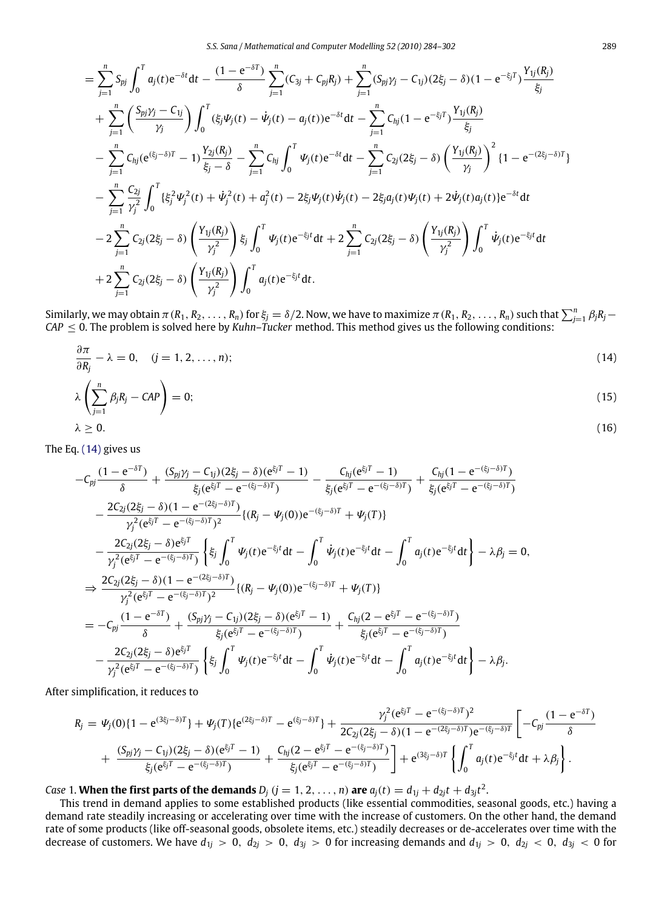$$
\begin{aligned}
&= \sum_{j=1}^{n} S_{pj} \int_0^T a_j(t) e^{-\delta t} dt - \frac{(1-e^{-\delta T})}{\delta} \sum_{j=1}^{n} (C_{3j} + C_{pj} R_j) + \sum_{j=1}^{n} (S_{pj}\gamma_j - C_{1j})(2\xi_j - \delta)(1 - e^{-\xi_j T}) \frac{Y_{1j}(R_j)}{\xi_j} \\
&\quad + \sum_{j=1}^{n} \left( \frac{S_{pj}\gamma_j - C_{1j}}{\gamma_j} \right) \int_0^T (\xi_j \Psi_j(t) - \dot{\Psi}_j(t) - a_j(t)) e^{-\delta t} dt - \sum_{j=1}^{n} C_{hj} (1 - e^{-\xi_j T}) \frac{Y_{1j}(R_j)}{\xi_j} \\
&\quad - \sum_{j=1}^{n} C_{hj} (e^{(\xi_j - \delta)T} - 1) \frac{Y_{2j}(R_j)}{\xi_j - \delta} - \sum_{j=1}^{n} C_{hj} \int_0^T \Psi_j(t) e^{-\delta t} dt - \sum_{j=1}^{n} C_{2j}(2\xi_j - \delta) \left( \frac{Y_{1j}(R_j)}{\gamma_j} \right)^2 \{1 - e^{-(2\xi_j - \delta)T}\} \\
&\quad - \sum_{j=1}^{n} \frac{C_{2j}}{\gamma_j^2} \int_0^T \{\xi_j^2 \Psi_j^2(t) + \dot{\Psi}_j^2(t) + a_j^2(t) - 2\xi_j \Psi_j(t)\dot{\Psi}_j(t) - 2\xi_j a_j(t)\Psi_j(t) + 2\dot{\Psi}_j(t) a_j(t)\} e^{-\delta t} dt \\
&\quad - 2\sum_{j=1}^{n} C_{2j}(2\xi_j - \delta) \left( \frac{Y_{1j}(R_j)}{\gamma_j^2} \right) \xi_j \int_0^T \Psi_j(t) e^{-\xi_j t} dt + 2\sum_{j=1}^{n} C_{2j}(2\xi_j - \delta) \left( \frac{Y_{1j}(R_j)}{\gamma_j^2} \right) \int_0^T \dot{\Psi}_j(t) e^{-\xi_j t} dt \\
&\quad + 2\sum_{j=1}^{n} C_{2j}(2\xi_j - \delta) \left( \frac{Y_{1j}(R_j)}{\gamma_j^2} \right) \int_0^T a_j(t) e^{-\xi_j t} dt.
\end{aligned}
$$

Similarly, we may obtain $\pi(R_1, R_2, \ldots, R_n)$ for $\xi_j = \delta/2$. Now, we have to maximize $\pi(R_1, R_2, \ldots, R_n)$ such that $\sum_{j=1}^{n} \beta_j R_j - CAP \le 0$. The problem is solved here by *Kuhn–Tucker* method. This method gives us the following conditions:

$$
\frac{\partial \pi}{\partial R_j} - \lambda = 0, \quad (j = 1, 2, \ldots, n); \tag{14}
$$

$$
\lambda \left( \sum_{j=1}^{n} \beta_j R_j - CAP \right) = 0; \tag{15}
$$

$$
\lambda \ge 0. \tag{16}
$$

The Eq. (14) gives us

$$
\begin{aligned}
& -C_{pj} \frac{(1 - e^{-\delta T})}{\delta} + \frac{(S_{pj}\gamma_j - C_{1j})(2\xi_j - \delta)(e^{\xi_j T} - 1)}{\xi_j (e^{\xi_j T} - e^{-(\xi_j - \delta)T})} - \frac{C_{hj}(e^{\xi_j T} - 1)}{\xi_j (e^{\xi_j T} - e^{-(\xi_j - \delta)T})} + \frac{C_{hj}(1 - e^{-(\xi_j - \delta)T})}{\xi_j (e^{\xi_j T} - e^{-(\xi_j - \delta)T})} \\
& - \frac{2C_{2j}(2\xi_j - \delta)(1 - e^{-(2\xi_j - \delta)T})}{\gamma_j^2 (e^{\xi_j T} - e^{-(\xi_j - \delta)T})^2} \{(R_j - \Psi_j(0)) e^{-(\xi_j - \delta)T} + \Psi_j(T)\} \\
& - \frac{2C_{2j}(2\xi_j - \delta) e^{\xi_j T}}{\gamma_j^2 (e^{\xi_j T} - e^{-(\xi_j - \delta)T})} \left\{ \xi_j \int_0^T \Psi_j(t) e^{-\xi_j t} dt - \int_0^T \dot{\Psi}_j(t) e^{-\xi_j t} dt - \int_0^T a_j(t) e^{-\xi_j t} dt \right\} - \lambda \beta_j = 0, \\
& \Rightarrow \frac{2C_{2j}(2\xi_j - \delta)(1 - e^{-(2\xi_j - \delta)T})}{\gamma_j^2 (e^{\xi_j T} - e^{-(\xi_j - \delta)T})^2} \{(R_j - \Psi_j(0)) e^{-(\xi_j - \delta)T} + \Psi_j(T)\} \\
& = -C_{pj} \frac{(1 - e^{-\delta T})}{\delta} + \frac{(S_{pj}\gamma_j - C_{1j})(2\xi_j - \delta)(e^{\xi_j T} - 1)}{\xi_j (e^{\xi_j T} - e^{-(\xi_j - \delta)T})} + \frac{C_{hj}(2 - e^{\xi_j T} - e^{-(\xi_j - \delta)T})}{\xi_j (e^{\xi_j T} - e^{-(\xi_j - \delta)T})} \\
& \quad - \frac{2C_{2j}(2\xi_j - \delta) e^{\xi_j T}}{\gamma_j^2 (e^{\xi_j T} - e^{-(\xi_j - \delta)T})} \left\{ \xi_j \int_0^T \Psi_j(t) e^{-\xi_j t} dt - \int_0^T \dot{\Psi}_j(t) e^{-\xi_j t} dt - \int_0^T a_j(t) e^{-\xi_j t} dt \right\} - \lambda \beta_j.
\end{aligned}
$$

After simplification, it reduces to

$$
\begin{aligned}
R_j &= \Psi_j(0)\{1 - e^{(3\xi_j - \delta)T}\} + \Psi_j(T)\{e^{(2\xi_j - \delta)T} - e^{(\xi_j - \delta)T}\} + \frac{\gamma_j^2 (e^{\xi_j T} - e^{-(\xi_j - \delta)T})^2}{2C_{2j}(2\xi_j - \delta)(1 - e^{-(2\xi_j - \delta)T}) e^{-(\xi_j - \delta)T}} \left[ -C_{pj} \frac{(1 - e^{-\delta T})}{\delta} \right. \\
&\quad \left. + \frac{(S_{pj}\gamma_j - C_{1j})(2\xi_j - \delta)(e^{\xi_j T} - 1)}{\xi_j (e^{\xi_j T} - e^{-(\xi_j - \delta)T})} + \frac{C_{hj}(2 - e^{\xi_j T} - e^{-(\xi_j - \delta)T})}{\xi_j (e^{\xi_j T} - e^{-(\xi_j - \delta)T})} \right] + e^{(3\xi_j - \delta)T} \left\{ \int_0^T a_j(t) e^{-\xi_j t} dt + \lambda \beta_j \right\}.
\end{aligned}
$$

*Case* 1. **When the first parts of the demands $D_j$ $(j = 1, 2, \ldots, n)$ are $a_j(t) = d_{1j} + d_{2j}t + d_{3j}t^2$.**

This trend in demand applies to some established products (like essential commodities, seasonal goods, etc.) having a demand rate steadily increasing or accelerating over time with the increase of customers. On the other hand, the demand rate of some products (like off-seasonal goods, obsolete items, etc.) steadily decreases or de-accelerates over time with the decrease of customers. We have $d_{1j} > 0,\ d_{2j} > 0,\ d_{3j} > 0$ for increasing demands and $d_{1j} > 0,\ d_{2j} < 0,\ d_{3j} < 0$ for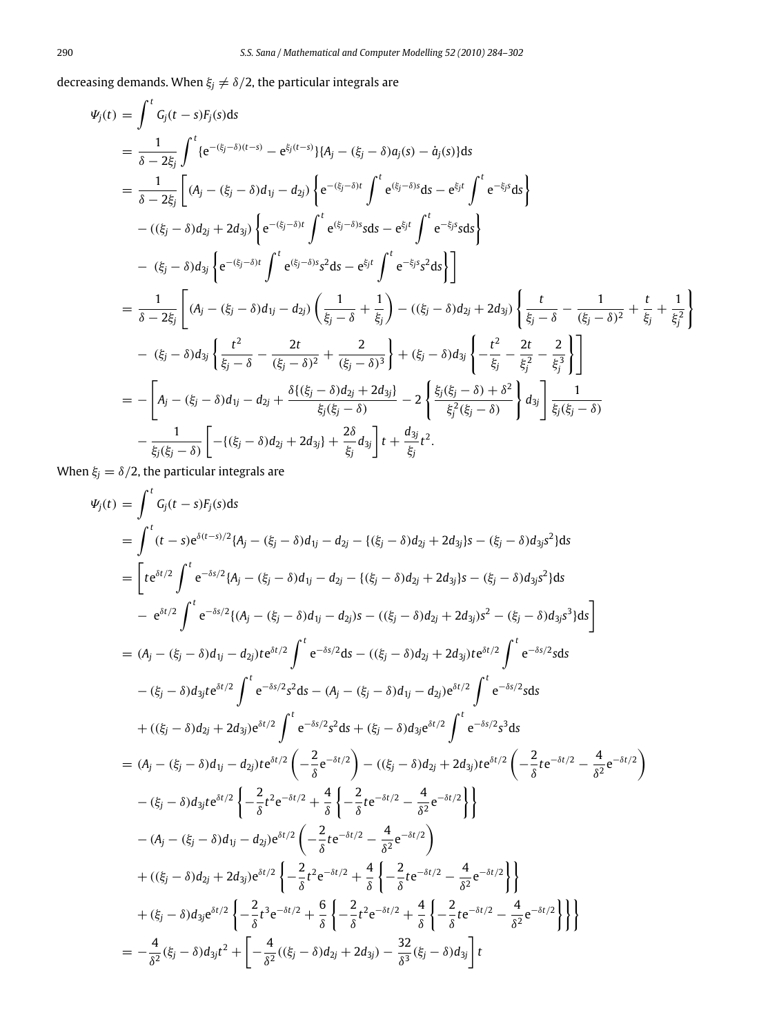decreasing demands. When $\xi_j \neq \delta/2$, the particular integrals are

$$
\begin{aligned}
\Psi_j(t) &= \int^t G_j(t-s)F_j(s)\mathrm{d}s \\
&= \frac{1}{\delta - 2\xi_j}\int^t \{\mathrm{e}^{-(\xi_j-\delta)(t-s)} - \mathrm{e}^{\xi_j(t-s)}\}\{A_j - (\xi_j - \delta)a_j(s) - \dot{a}_j(s)\}\mathrm{d}s \\
&= \frac{1}{\delta - 2\xi_j}\Bigg[(A_j - (\xi_j-\delta)d_{1j} - d_{2j})\left\{\mathrm{e}^{-(\xi_j-\delta)t}\int^t \mathrm{e}^{(\xi_j-\delta)s}\mathrm{d}s - \mathrm{e}^{\xi_j t}\int^t \mathrm{e}^{-\xi_j s}\mathrm{d}s\right\} \\
&\quad - ((\xi_j-\delta)d_{2j} + 2d_{3j})\left\{\mathrm{e}^{-(\xi_j-\delta)t}\int^t \mathrm{e}^{(\xi_j-\delta)s}s\mathrm{d}s - \mathrm{e}^{\xi_j t}\int^t \mathrm{e}^{-\xi_j s}s\mathrm{d}s\right\} \\
&\quad - (\xi_j-\delta)d_{3j}\left\{\mathrm{e}^{-(\xi_j-\delta)t}\int^t \mathrm{e}^{(\xi_j-\delta)s}s^2\mathrm{d}s - \mathrm{e}^{\xi_j t}\int^t \mathrm{e}^{-\xi_j s}s^2\mathrm{d}s\right\}\Bigg] \\
&= \frac{1}{\delta - 2\xi_j}\Bigg[(A_j - (\xi_j-\delta)d_{1j} - d_{2j})\left(\frac{1}{\xi_j-\delta} + \frac{1}{\xi_j}\right) - ((\xi_j-\delta)d_{2j} + 2d_{3j})\left\{\frac{t}{\xi_j-\delta} - \frac{1}{(\xi_j-\delta)^2} + \frac{t}{\xi_j} + \frac{1}{\xi_j^2}\right\} \\
&\quad - (\xi_j-\delta)d_{3j}\left\{\frac{t^2}{\xi_j-\delta} - \frac{2t}{(\xi_j-\delta)^2} + \frac{2}{(\xi_j-\delta)^3}\right\} + (\xi_j-\delta)d_{3j}\left\{-\frac{t^2}{\xi_j} - \frac{2t}{\xi_j^2} - \frac{2}{\xi_j^3}\right\}\Bigg] \\
&= -\left[A_j - (\xi_j-\delta)d_{1j} - d_{2j} + \frac{\delta\{(\xi_j-\delta)d_{2j} + 2d_{3j}\}}{\xi_j(\xi_j-\delta)} - 2\left\{\frac{\xi_j(\xi_j-\delta)+\delta^2}{\xi_j^2(\xi_j-\delta)}\right\}d_{3j}\right]\frac{1}{\xi_j(\xi_j-\delta)} \\
&\quad - \frac{1}{\xi_j(\xi_j-\delta)}\left[-\{(\xi_j-\delta)d_{2j} + 2d_{3j}\} + \frac{2\delta}{\xi_j}d_{3j}\right]t + \frac{d_{3j}}{\xi_j}t^2.
\end{aligned}
$$

When $\xi_j = \delta/2$, the particular integrals are

$$
\begin{aligned}
\Psi_j(t) &= \int^t G_j(t-s)F_j(s)\mathrm{d}s \\
&= \int^t (t-s)\mathrm{e}^{\delta(t-s)/2}\{A_j - (\xi_j-\delta)d_{1j} - d_{2j} - \{(\xi_j-\delta)d_{2j} + 2d_{3j}\}s - (\xi_j-\delta)d_{3j}s^2\}\mathrm{d}s \\
&= \Bigg[t\mathrm{e}^{\delta t/2}\int^t \mathrm{e}^{-\delta s/2}\{A_j - (\xi_j-\delta)d_{1j} - d_{2j} - \{(\xi_j-\delta)d_{2j} + 2d_{3j}\}s - (\xi_j-\delta)d_{3j}s^2\}\mathrm{d}s \\
&\quad - \mathrm{e}^{\delta t/2}\int^t \mathrm{e}^{-\delta s/2}\{(A_j - (\xi_j-\delta)d_{1j} - d_{2j})s - ((\xi_j-\delta)d_{2j} + 2d_{3j})s^2 - (\xi_j-\delta)d_{3j}s^3\}\mathrm{d}s\Bigg] \\
&= (A_j - (\xi_j-\delta)d_{1j} - d_{2j})t\mathrm{e}^{\delta t/2}\int^t \mathrm{e}^{-\delta s/2}\mathrm{d}s - ((\xi_j-\delta)d_{2j} + 2d_{3j})t\mathrm{e}^{\delta t/2}\int^t \mathrm{e}^{-\delta s/2}s\mathrm{d}s \\
&\quad - (\xi_j-\delta)d_{3j}t\mathrm{e}^{\delta t/2}\int^t \mathrm{e}^{-\delta s/2}s^2\mathrm{d}s - (A_j - (\xi_j-\delta)d_{1j} - d_{2j})\mathrm{e}^{\delta t/2}\int^t \mathrm{e}^{-\delta s/2}s\mathrm{d}s \\
&\quad + ((\xi_j-\delta)d_{2j} + 2d_{3j})\mathrm{e}^{\delta t/2}\int^t \mathrm{e}^{-\delta s/2}s^2\mathrm{d}s + (\xi_j-\delta)d_{3j}\mathrm{e}^{\delta t/2}\int^t \mathrm{e}^{-\delta s/2}s^3\mathrm{d}s \\
&= (A_j - (\xi_j-\delta)d_{1j} - d_{2j})t\mathrm{e}^{\delta t/2}\left(-\frac{2}{\delta}\mathrm{e}^{-\delta t/2}\right) - ((\xi_j-\delta)d_{2j} + 2d_{3j})t\mathrm{e}^{\delta t/2}\left(-\frac{2}{\delta}t\mathrm{e}^{-\delta t/2} - \frac{4}{\delta^2}\mathrm{e}^{-\delta t/2}\right) \\
&\quad - (\xi_j-\delta)d_{3j}t\mathrm{e}^{\delta t/2}\left\{-\frac{2}{\delta}t^2\mathrm{e}^{-\delta t/2} + \frac{4}{\delta}\left\{-\frac{2}{\delta}t\mathrm{e}^{-\delta t/2} - \frac{4}{\delta^2}\mathrm{e}^{-\delta t/2}\right\}\right\} \\
&\quad - (A_j - (\xi_j-\delta)d_{1j} - d_{2j})\mathrm{e}^{\delta t/2}\left(-\frac{2}{\delta}t\mathrm{e}^{-\delta t/2} - \frac{4}{\delta^2}\mathrm{e}^{-\delta t/2}\right) \\
&\quad + ((\xi_j-\delta)d_{2j} + 2d_{3j})\mathrm{e}^{\delta t/2}\left\{-\frac{2}{\delta}t^2\mathrm{e}^{-\delta t/2} + \frac{4}{\delta}\left\{-\frac{2}{\delta}t\mathrm{e}^{-\delta t/2} - \frac{4}{\delta^2}\mathrm{e}^{-\delta t/2}\right\}\right\} \\
&\quad + (\xi_j-\delta)d_{3j}\mathrm{e}^{\delta t/2}\left\{-\frac{2}{\delta}t^3\mathrm{e}^{-\delta t/2} + \frac{6}{\delta}\left\{-\frac{2}{\delta}t^2\mathrm{e}^{-\delta t/2} + \frac{4}{\delta}\left\{-\frac{2}{\delta}t\mathrm{e}^{-\delta t/2} - \frac{4}{\delta^2}\mathrm{e}^{-\delta t/2}\right\}\right\}\right\} \\
&= -\frac{4}{\delta^2}(\xi_j-\delta)d_{3j}t^2 + \left[-\frac{4}{\delta^2}((\xi_j-\delta)d_{2j} + 2d_{3j}) - \frac{32}{\delta^3}(\xi_j-\delta)d_{3j}\right]t
\end{aligned}
$$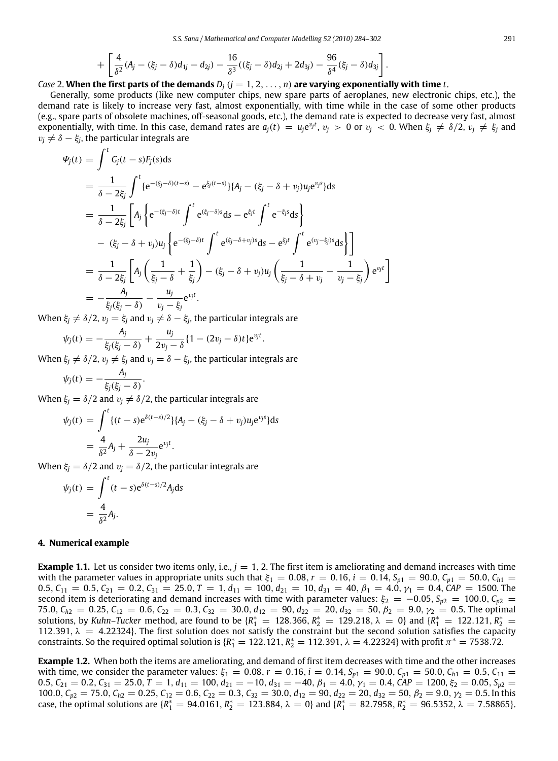$$+\left[\frac{4}{\delta^2}(A_j-(\xi_j-\delta)d_{1j}-d_{2j})-\frac{16}{\delta^3}((\xi_j-\delta)d_{2j}+2d_{3j})-\frac{96}{\delta^4}(\xi_j-\delta)d_{3j}\right].$$

*Case* 2. **When the first parts of the demands $D_j$ $(j = 1, 2, \ldots, n)$ are varying exponentially with time $t$.**

Generally, some products (like new computer chips, new spare parts of aeroplanes, new electronic chips, etc.), the demand rate is likely to increase very fast, almost exponentially, with time while in the case of some other products (e.g., spare parts of obsolete machines, off-seasonal goods, etc.), the demand rate is expected to decrease very fast, almost exponentially, with time. In this case, demand rates are $a_j(t) = u_j e^{v_j t}$, $v_j > 0$ or $v_j < 0$. When $\xi_j \neq \delta/2$, $v_j \neq \xi_j$ and $v_j \neq \delta - \xi_j$, the particular integrals are

$$\begin{aligned}
\Psi_j(t) &= \int^t G_j(t-s)F_j(s)\mathrm{d}s \\
&= \frac{1}{\delta-2\xi_j}\int^t \{e^{-(\xi_j-\delta)(t-s)} - e^{\xi_j(t-s)}\}\{A_j - (\xi_j-\delta+v_j)u_j e^{v_j s}\}\mathrm{d}s \\
&= \frac{1}{\delta-2\xi_j}\left[A_j\left\{e^{-(\xi_j-\delta)t}\int^t e^{(\xi_j-\delta)s}\mathrm{d}s - e^{\xi_j t}\int^t e^{-\xi_j s}\mathrm{d}s\right\}\right. \\
&\quad \left. -\ (\xi_j-\delta+v_j)u_j\left\{e^{-(\xi_j-\delta)t}\int^t e^{(\xi_j-\delta+v_j)s}\mathrm{d}s - e^{\xi_j t}\int^t e^{(v_j-\xi_j)s}\mathrm{d}s\right\}\right] \\
&= \frac{1}{\delta-2\xi_j}\left[A_j\left(\frac{1}{\xi_j-\delta}+\frac{1}{\xi_j}\right) - (\xi_j-\delta+v_j)u_j\left(\frac{1}{\xi_j-\delta+v_j}-\frac{1}{v_j-\xi_j}\right)e^{v_j t}\right] \\
&= -\frac{A_j}{\xi_j(\xi_j-\delta)} - \frac{u_j}{v_j-\xi_j}e^{v_j t}.
\end{aligned}$$

When $\xi_j \neq \delta/2$, $v_j = \xi_j$ and $v_j \neq \delta - \xi_j$, the particular integrals are

$$\psi_j(t) = -\frac{A_j}{\xi_j(\xi_j-\delta)} + \frac{u_j}{2v_j-\delta}\{1-(2v_j-\delta)t\}e^{v_j t}.$$

When $\xi_j \neq \delta/2$, $v_j \neq \xi_j$ and $v_j = \delta - \xi_j$, the particular integrals are

$$\psi_j(t) = -\frac{A_j}{\xi_j(\xi_j-\delta)}.$$

When $\xi_j = \delta/2$ and $v_j \neq \delta/2$, the particular integrals are

$$\begin{aligned}
\psi_j(t) &= \int^t \{(t-s)e^{\delta(t-s)/2}\}\{A_j - (\xi_j-\delta+v_j)u_j e^{v_j s}\}\mathrm{d}s \\
&= \frac{4}{\delta^2}A_j + \frac{2u_j}{\delta-2v_j}e^{v_j t}.
\end{aligned}$$

When $\xi_j = \delta/2$ and $v_j = \delta/2$, the particular integrals are

$$\begin{aligned}
\psi_j(t) &= \int^t (t-s)e^{\delta(t-s)/2}A_j\mathrm{d}s \\
&= \frac{4}{\delta^2}A_j.
\end{aligned}$$

## 4. Numerical example

**Example 1.1.** Let us consider two items only, i.e., $j = 1, 2$. The first item is ameliorating and demand increases with time with the parameter values in appropriate units such that $\xi_1 = 0.08$, $r = 0.16$, $i = 0.14$, $S_{p1} = 90.0$, $C_{p1} = 50.0$, $C_{h1} = 0.5$, $C_{11} = 0.5$, $C_{21} = 0.2$, $C_{31} = 25.0$, $T = 1$, $d_{11} = 100$, $d_{21} = 10$, $d_{31} = 40$, $\beta_1 = 4.0$, $\gamma_1 = 0.4$, $CAP = 1500$. The second item is deteriorating and demand increases with time with parameter values: $\xi_2 = -0.05$, $S_{p2} = 100.0$, $C_{p2} = 75.0$, $C_{h2} = 0.25$, $C_{12} = 0.6$, $C_{22} = 0.3$, $C_{32} = 30.0$, $d_{12} = 90$, $d_{22} = 20$, $d_{32} = 50$, $\beta_2 = 9.0$, $\gamma_2 = 0.5$. The optimal solutions, by *Kuhn–Tucker* method, are found to be $\{R_1^* = 128.366, R_2^* = 129.218, \lambda = 0\}$ and $\{R_1^* = 122.121, R_2^* = 112.391, \lambda = 4.22324\}$. The first solution does not satisfy the constraint but the second solution satisfies the capacity constraints. So the required optimal solution is $\{R_1^* = 122.121, R_2^* = 112.391, \lambda = 4.22324\}$ with profit $\pi^* = 7538.72$.

**Example 1.2.** When both the items are ameliorating, and demand of first item decreases with time and the other increases with time, we consider the parameter values: $\xi_1 = 0.08$, $r = 0.16$, $i = 0.14$, $S_{p1} = 90.0$, $C_{p1} = 50.0$, $C_{h1} = 0.5$, $C_{11} = 0.5$, $C_{21} = 0.2$, $C_{31} = 25.0$, $T = 1$, $d_{11} = 100$, $d_{21} = -10$, $d_{31} = -40$, $\beta_1 = 4.0$, $\gamma_1 = 0.4$, $CAP = 1200$, $\xi_2 = 0.05$, $S_{p2} = 100.0$, $C_{p2} = 75.0$, $C_{h2} = 0.25$, $C_{12} = 0.6$, $C_{22} = 0.3$, $C_{32} = 30.0$, $d_{12} = 90$, $d_{22} = 20$, $d_{32} = 50$, $\beta_2 = 9.0$, $\gamma_2 = 0.5$. In this case, the optimal solutions are $\{R_1^* = 94.0161, R_2^* = 123.884, \lambda = 0\}$ and $\{R_1^* = 82.7958, R_2^* = 96.5352, \lambda = 7.58865\}$.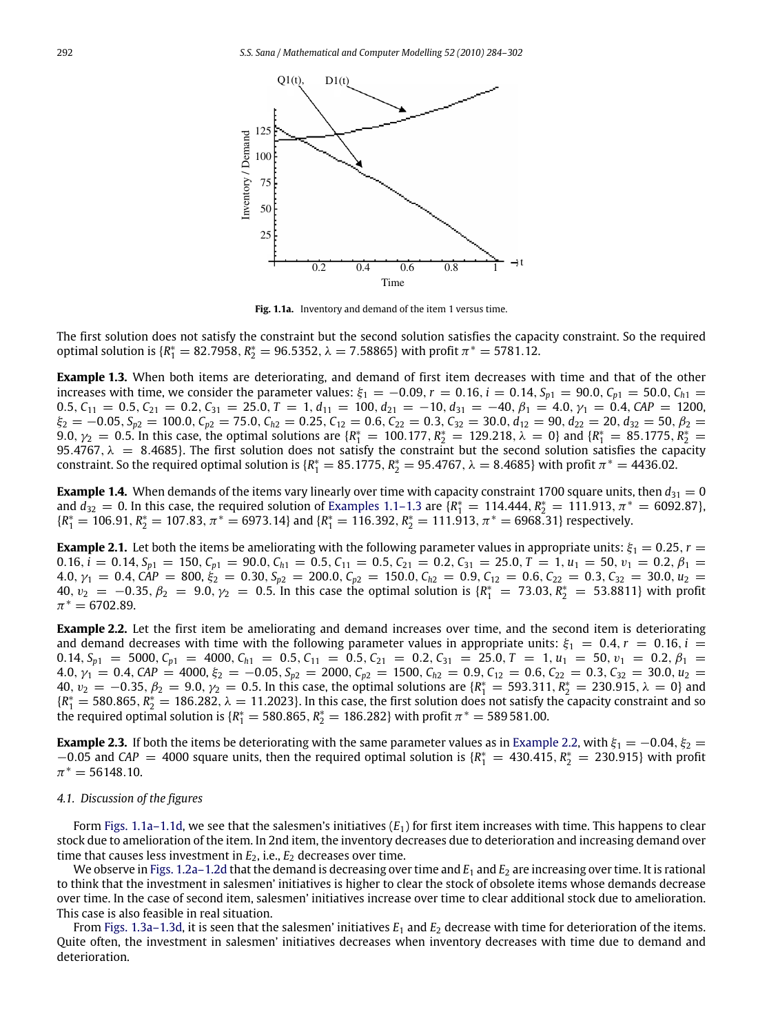Fig. 1.1a. Inventory and demand of the item 1 versus time.

The first solution does not satisfy the constraint but the second solution satisfies the capacity constraint. So the required optimal solution is $\{R_1^* = 82.7958, R_2^* = 96.5352, \lambda = 7.58865\}$ with profit $\pi^* = 5781.12$.

**Example 1.3.** When both items are deteriorating, and demand of first item decreases with time and that of the other increases with time, we consider the parameter values: $\xi_1 = -0.09, r = 0.16, i = 0.14, S_{p1} = 90.0, C_{p1} = 50.0, C_{h1} = 0.5, C_{11} = 0.5, C_{21} = 0.2, C_{31} = 25.0, T = 1, d_{11} = 100, d_{21} = -10, d_{31} = -40, \beta_1 = 4.0, \gamma_1 = 0.4, CAP = 1200, \xi_2 = -0.05, S_{p2} = 100.0, C_{p2} = 75.0, C_{h2} = 0.25, C_{12} = 0.6, C_{22} = 0.3, C_{32} = 30.0, d_{12} = 90, d_{22} = 20, d_{32} = 50, \beta_2 = 9.0, \gamma_2 = 0.5$. In this case, the optimal solutions are $\{R_1^* = 100.177, R_2^* = 129.218, \lambda = 0\}$ and $\{R_1^* = 85.1775, R_2^* = 95.4767, \lambda = 8.4685\}$. The first solution does not satisfy the constraint but the second solution satisfies the capacity constraint. So the required optimal solution is $\{R_1^* = 85.1775, R_2^* = 95.4767, \lambda = 8.4685\}$ with profit $\pi^* = 4436.02$.

**Example 1.4.** When demands of the items vary linearly over time with capacity constraint 1700 square units, then $d_{31} = 0$ and $d_{32} = 0$. In this case, the required solution of Examples 1.1–1.3 are $\{R_1^* = 114.444, R_2^* = 111.913, \pi^* = 6092.87\}$, $\{R_1^* = 106.91, R_2^* = 107.83, \pi^* = 6973.14\}$ and $\{R_1^* = 116.392, R_2^* = 111.913, \pi^* = 6968.31\}$ respectively.

**Example 2.1.** Let both the items be ameliorating with the following parameter values in appropriate units: $\xi_1 = 0.25, r = 0.16, i = 0.14, S_{p1} = 150, C_{p1} = 90.0, C_{h1} = 0.5, C_{11} = 0.5, C_{21} = 0.2, C_{31} = 25.0, T = 1, u_1 = 50, v_1 = 0.2, \beta_1 = 4.0, \gamma_1 = 0.4, CAP = 800, \xi_2 = 0.30, S_{p2} = 200.0, C_{p2} = 150.0, C_{h2} = 0.9, C_{12} = 0.6, C_{22} = 0.3, C_{32} = 30.0, u_2 = 40, v_2 = -0.35, \beta_2 = 9.0, \gamma_2 = 0.5$. In this case the optimal solution is $\{R_1^* = 73.03, R_2^* = 53.8811\}$ with profit $\pi^* = 6702.89$.

**Example 2.2.** Let the first item be ameliorating and demand increases over time, and the second item is deteriorating and demand decreases with time with the following parameter values in appropriate units: $\xi_1 = 0.4, r = 0.16, i = 0.14, S_{p1} = 5000, C_{p1} = 4000, C_{h1} = 0.5, C_{11} = 0.5, C_{21} = 0.2, C_{31} = 25.0, T = 1, u_1 = 50, v_1 = 0.2, \beta_1 = 4.0, \gamma_1 = 0.4, CAP = 4000, \xi_2 = -0.05, S_{p2} = 2000, C_{p2} = 1500, C_{h2} = 0.9, C_{12} = 0.6, C_{22} = 0.3, C_{32} = 30.0, u_2 = 40, v_2 = -0.35, \beta_2 = 9.0, \gamma_2 = 0.5$. In this case, the optimal solutions are $\{R_1^* = 593.311, R_2^* = 230.915, \lambda = 0\}$ and $\{R_1^* = 580.865, R_2^* = 186.282, \lambda = 11.2023\}$. In this case, the first solution does not satisfy the capacity constraint and so the required optimal solution is $\{R_1^* = 580.865, R_2^* = 186.282\}$ with profit $\pi^* = 589\,581.00$.

**Example 2.3.** If both the items be deteriorating with the same parameter values as in Example 2.2, with $\xi_1 = -0.04, \xi_2 = -0.05$ and $CAP = 4000$ square units, then the required optimal solution is $\{R_1^* = 430.415, R_2^* = 230.915\}$ with profit $\pi^* = 56148.10$.

### 4.1. *Discussion of the figures*

Form Figs. 1.1a–1.1d, we see that the salesmen's initiatives ($E_1$) for first item increases with time. This happens to clear stock due to amelioration of the item. In 2nd item, the inventory decreases due to deterioration and increasing demand over time that causes less investment in $E_2$, i.e., $E_2$ decreases over time.

We observe in Figs. 1.2a–1.2d that the demand is decreasing over time and $E_1$ and $E_2$ are increasing over time. It is rational to think that the investment in salesmen' initiatives is higher to clear the stock of obsolete items whose demands decrease over time. In the case of second item, salesmen' initiatives increase over time to clear additional stock due to amelioration. This case is also feasible in real situation.

From Figs. 1.3a–1.3d, it is seen that the salesmen' initiatives $E_1$ and $E_2$ decrease with time for deterioration of the items. Quite often, the investment in salesmen' initiatives decreases when inventory decreases with time due to demand and deterioration.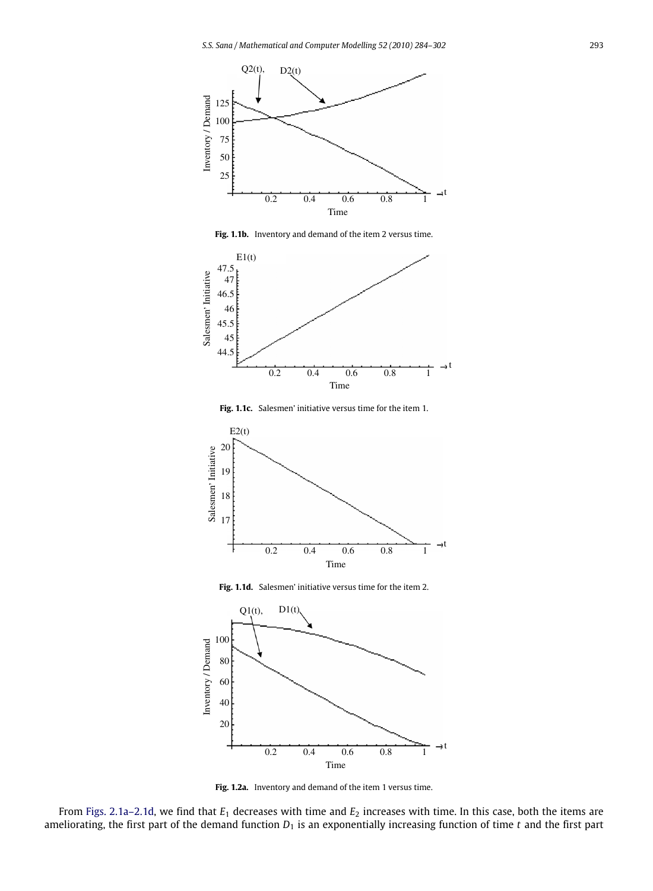**Fig. 1.1b.** Inventory and demand of the item 2 versus time.

**Fig. 1.1c.** Salesmen' initiative versus time for the item 1.

**Fig. 1.1d.** Salesmen' initiative versus time for the item 2.

**Fig. 1.2a.** Inventory and demand of the item 1 versus time.

From Figs. 2.1a–2.1d, we find that $E_1$ decreases with time and $E_2$ increases with time. In this case, both the items are ameliorating, the first part of the demand function $D_1$ is an exponentially increasing function of time $t$ and the first part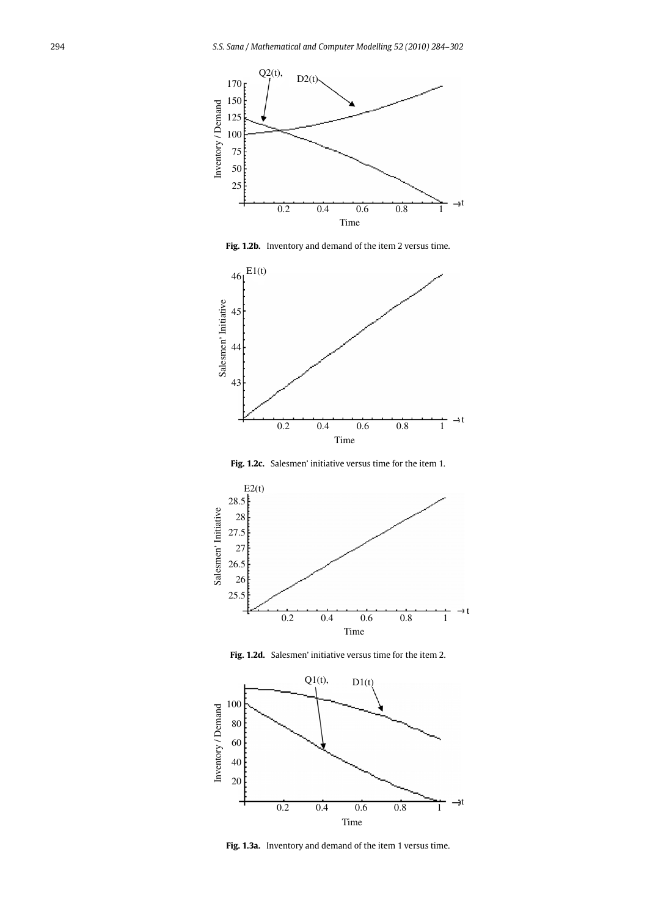Fig. 1.2b. Inventory and demand of the item 2 versus time.

Fig. 1.2c. Salesmen' initiative versus time for the item 1.

Fig. 1.2d. Salesmen' initiative versus time for the item 2.

Fig. 1.3a. Inventory and demand of the item 1 versus time.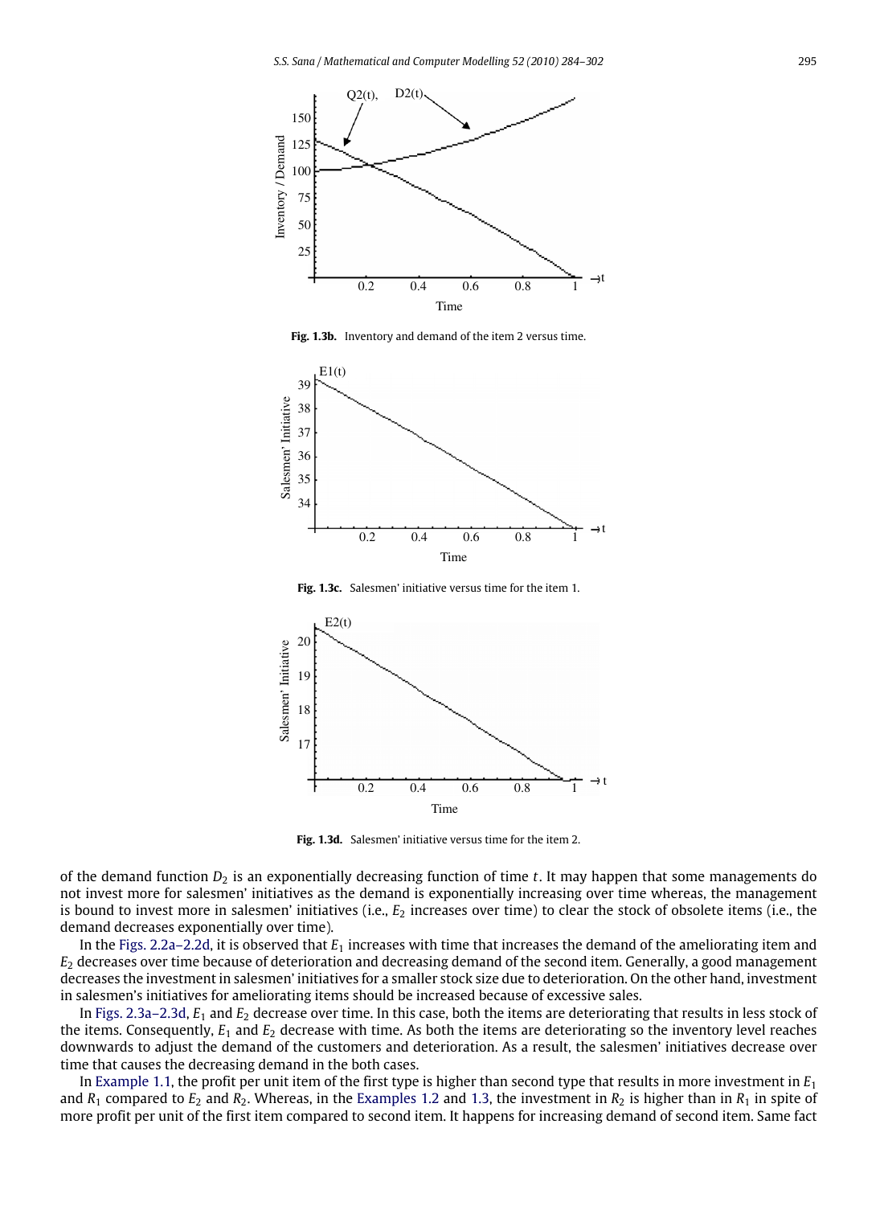Fig. 1.3b. Inventory and demand of the item 2 versus time.

Fig. 1.3c. Salesmen' initiative versus time for the item 1.

Fig. 1.3d. Salesmen' initiative versus time for the item 2.

of the demand function $D_2$ is an exponentially decreasing function of time $t$. It may happen that some managements do not invest more for salesmen' initiatives as the demand is exponentially increasing over time whereas, the management is bound to invest more in salesmen' initiatives (i.e., $E_2$ increases over time) to clear the stock of obsolete items (i.e., the demand decreases exponentially over time).

In the Figs. 2.2a–2.2d, it is observed that $E_1$ increases with time that increases the demand of the ameliorating item and $E_2$ decreases over time because of deterioration and decreasing demand of the second item. Generally, a good management decreases the investment in salesmen' initiatives for a smaller stock size due to deterioration. On the other hand, investment in salesmen's initiatives for ameliorating items should be increased because of excessive sales.

In Figs. 2.3a–2.3d, $E_1$ and $E_2$ decrease over time. In this case, both the items are deteriorating that results in less stock of the items. Consequently, $E_1$ and $E_2$ decrease with time. As both the items are deteriorating so the inventory level reaches downwards to adjust the demand of the customers and deterioration. As a result, the salesmen' initiatives decrease over time that causes the decreasing demand in the both cases.

In Example 1.1, the profit per unit item of the first type is higher than second type that results in more investment in $E_1$ and $R_1$ compared to $E_2$ and $R_2$. Whereas, in the Examples 1.2 and 1.3, the investment in $R_2$ is higher than in $R_1$ in spite of more profit per unit of the first item compared to second item. It happens for increasing demand of second item. Same fact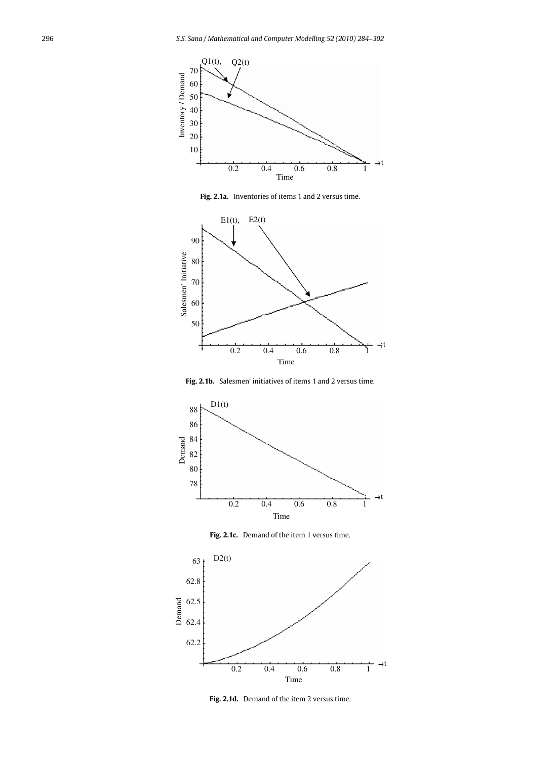Fig. 2.1a. Inventories of items 1 and 2 versus time.

Fig. 2.1b. Salesmen' initiatives of items 1 and 2 versus time.

Fig. 2.1c. Demand of the item 1 versus time.

Fig. 2.1d. Demand of the item 2 versus time.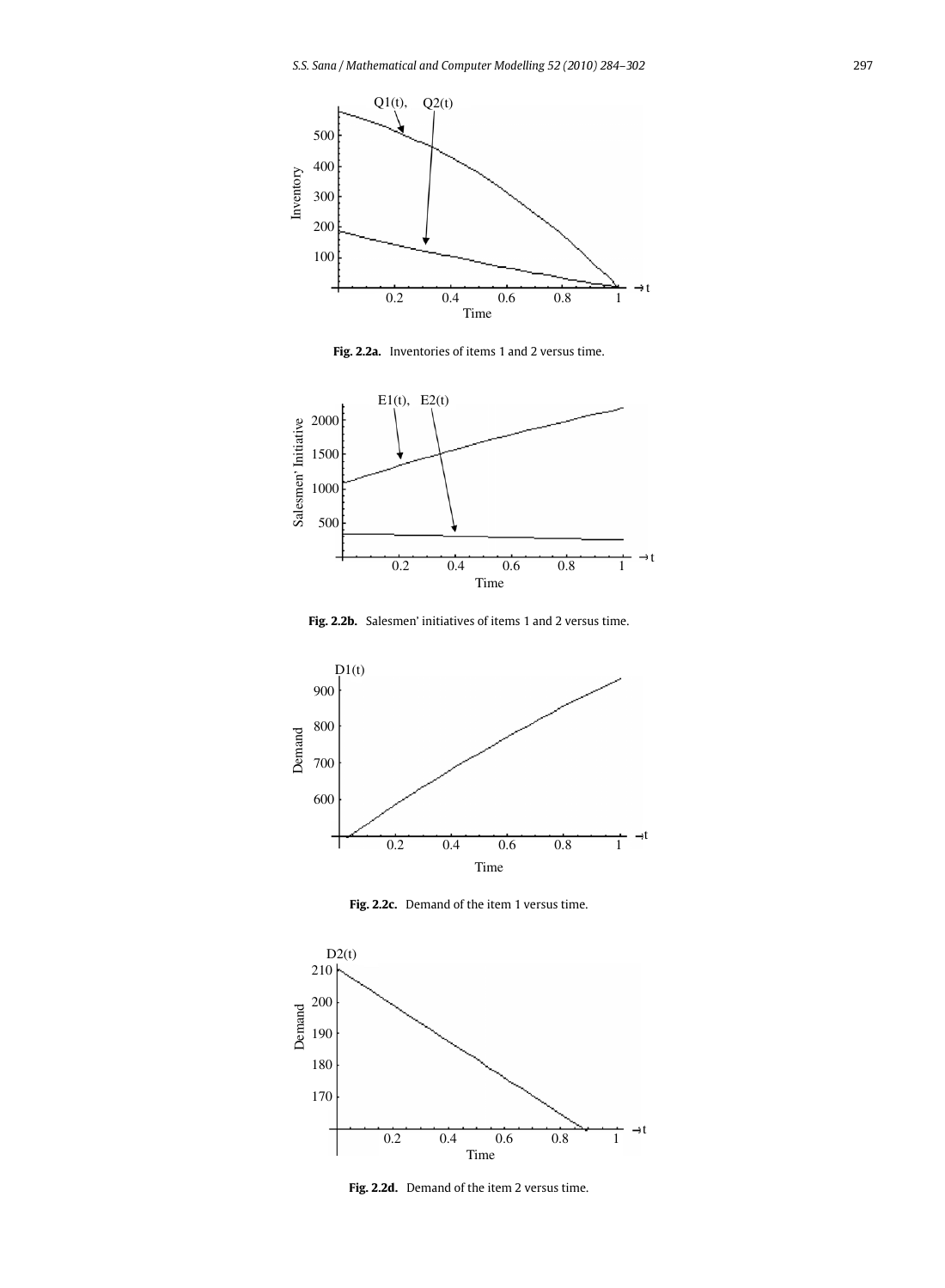**Fig. 2.2a.** Inventories of items 1 and 2 versus time.

**Fig. 2.2b.** Salesmen' initiatives of items 1 and 2 versus time.

**Fig. 2.2c.** Demand of the item 1 versus time.

**Fig. 2.2d.** Demand of the item 2 versus time.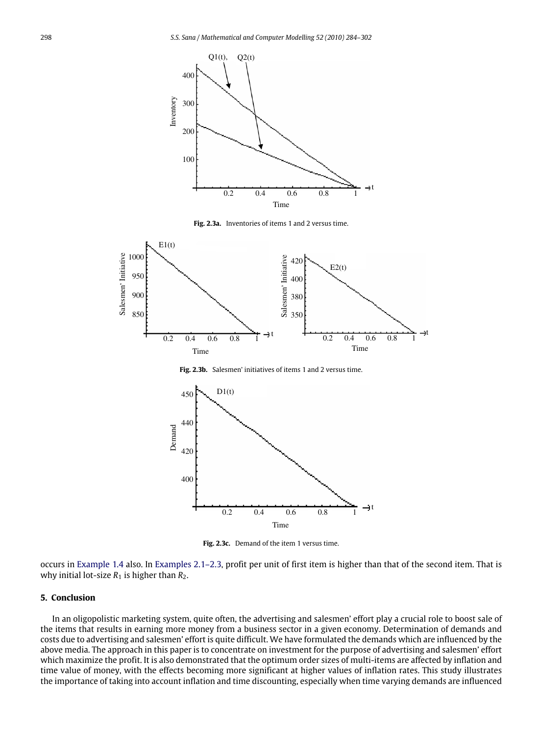Fig. 2.3a. Inventories of items 1 and 2 versus time.

Fig. 2.3b. Salesmen' initiatives of items 1 and 2 versus time.

Fig. 2.3c. Demand of the item 1 versus time.

occurs in Example 1.4 also. In Examples 2.1–2.3, profit per unit of first item is higher than that of the second item. That is why initial lot-size $R_1$ is higher than $R_2$.

## 5. Conclusion

In an oligopolistic marketing system, quite often, the advertising and salesmen' effort play a crucial role to boost sale of the items that results in earning more money from a business sector in a given economy. Determination of demands and costs due to advertising and salesmen' effort is quite difficult. We have formulated the demands which are influenced by the above media. The approach in this paper is to concentrate on investment for the purpose of advertising and salesmen' effort which maximize the profit. It is also demonstrated that the optimum order sizes of multi-items are affected by inflation and time value of money, with the effects becoming more significant at higher values of inflation rates. This study illustrates the importance of taking into account inflation and time discounting, especially when time varying demands are influenced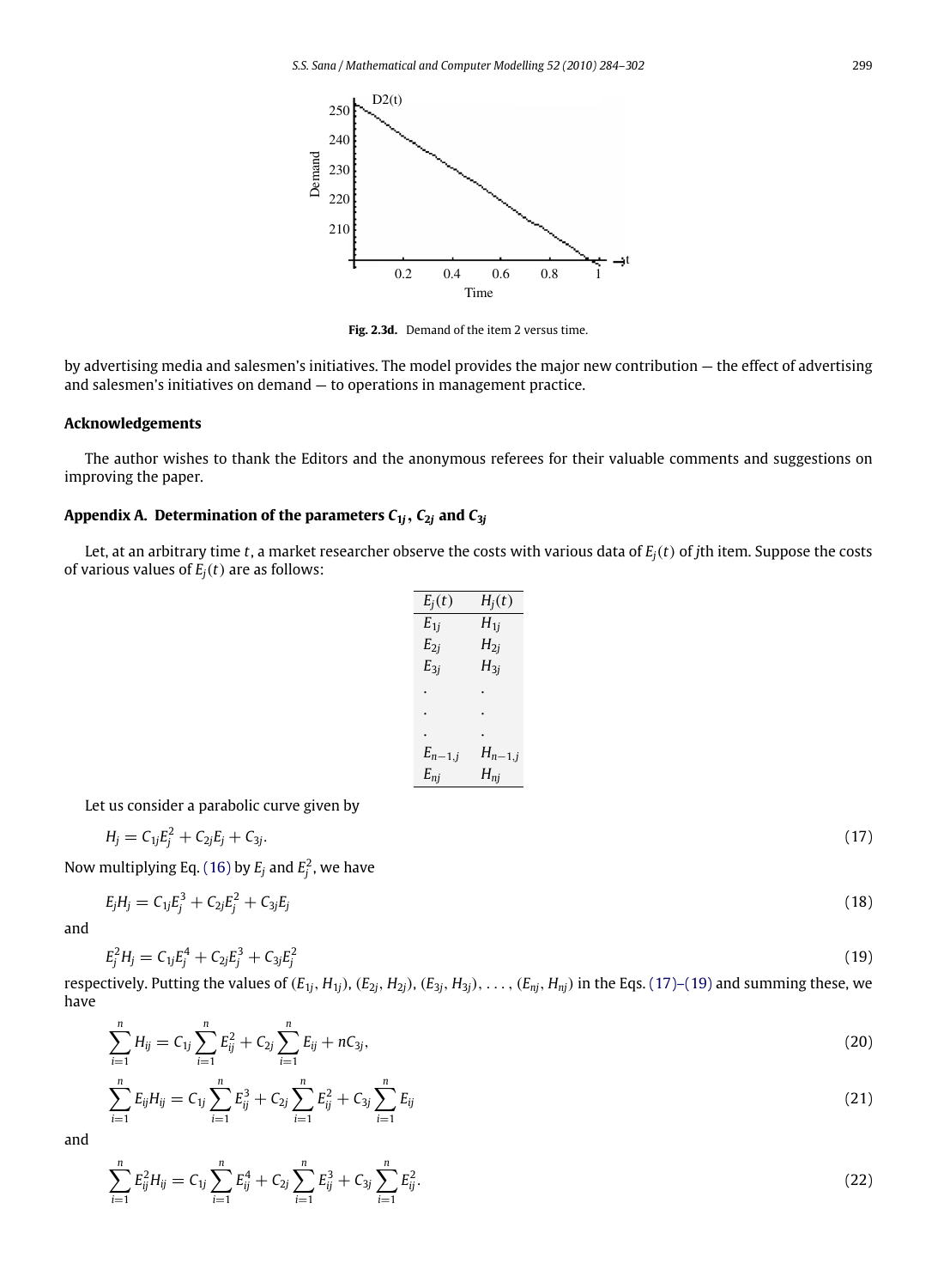Fig. 2.3d. Demand of the item 2 versus time.

by advertising media and salesmen's initiatives. The model provides the major new contribution — the effect of advertising and salesmen's initiatives on demand — to operations in management practice.

## Acknowledgements

The author wishes to thank the Editors and the anonymous referees for their valuable comments and suggestions on improving the paper.

## Appendix A. Determination of the parameters $C_{1j}$, $C_{2j}$ and $C_{3j}$

Let, at an arbitrary time $t$, a market researcher observe the costs with various data of $E_j(t)$ of $j$th item. Suppose the costs of various values of $E_j(t)$ are as follows:

| $E_j(t)$ | $H_j(t)$ |
|---|---|
| $E_{1j}$ | $H_{1j}$ |
| $E_{2j}$ | $H_{2j}$ |
| $E_{3j}$ | $H_{3j}$ |
| . | . |
| . | . |
| . | . |
| $E_{n-1,j}$ | $H_{n-1,j}$ |
| $E_{nj}$ | $H_{nj}$ |

Let us consider a parabolic curve given by

$$H_j = C_{1j}E_j^2 + C_{2j}E_j + C_{3j}. \tag{17}$$

Now multiplying Eq. (16) by $E_j$ and $E_j^2$, we have

$$E_jH_j = C_{1j}E_j^3 + C_{2j}E_j^2 + C_{3j}E_j \tag{18}$$

and

$$E_j^2H_j = C_{1j}E_j^4 + C_{2j}E_j^3 + C_{3j}E_j^2 \tag{19}$$

respectively. Putting the values of $(E_{1j}, H_{1j})$, $(E_{2j}, H_{2j})$, $(E_{3j}, H_{3j})$, $\ldots$, $(E_{nj}, H_{nj})$ in the Eqs. (17)–(19) and summing these, we have

$$\sum_{i=1}^{n} H_{ij} = C_{1j}\sum_{i=1}^{n} E_{ij}^2 + C_{2j}\sum_{i=1}^{n} E_{ij} + nC_{3j}, \tag{20}$$

$$\sum_{i=1}^{n} E_{ij}H_{ij} = C_{1j}\sum_{i=1}^{n} E_{ij}^3 + C_{2j}\sum_{i=1}^{n} E_{ij}^2 + C_{3j}\sum_{i=1}^{n} E_{ij} \tag{21}$$

and

$$\sum_{i=1}^{n} E_{ij}^2H_{ij} = C_{1j}\sum_{i=1}^{n} E_{ij}^4 + C_{2j}\sum_{i=1}^{n} E_{ij}^3 + C_{3j}\sum_{i=1}^{n} E_{ij}^2. \tag{22}$$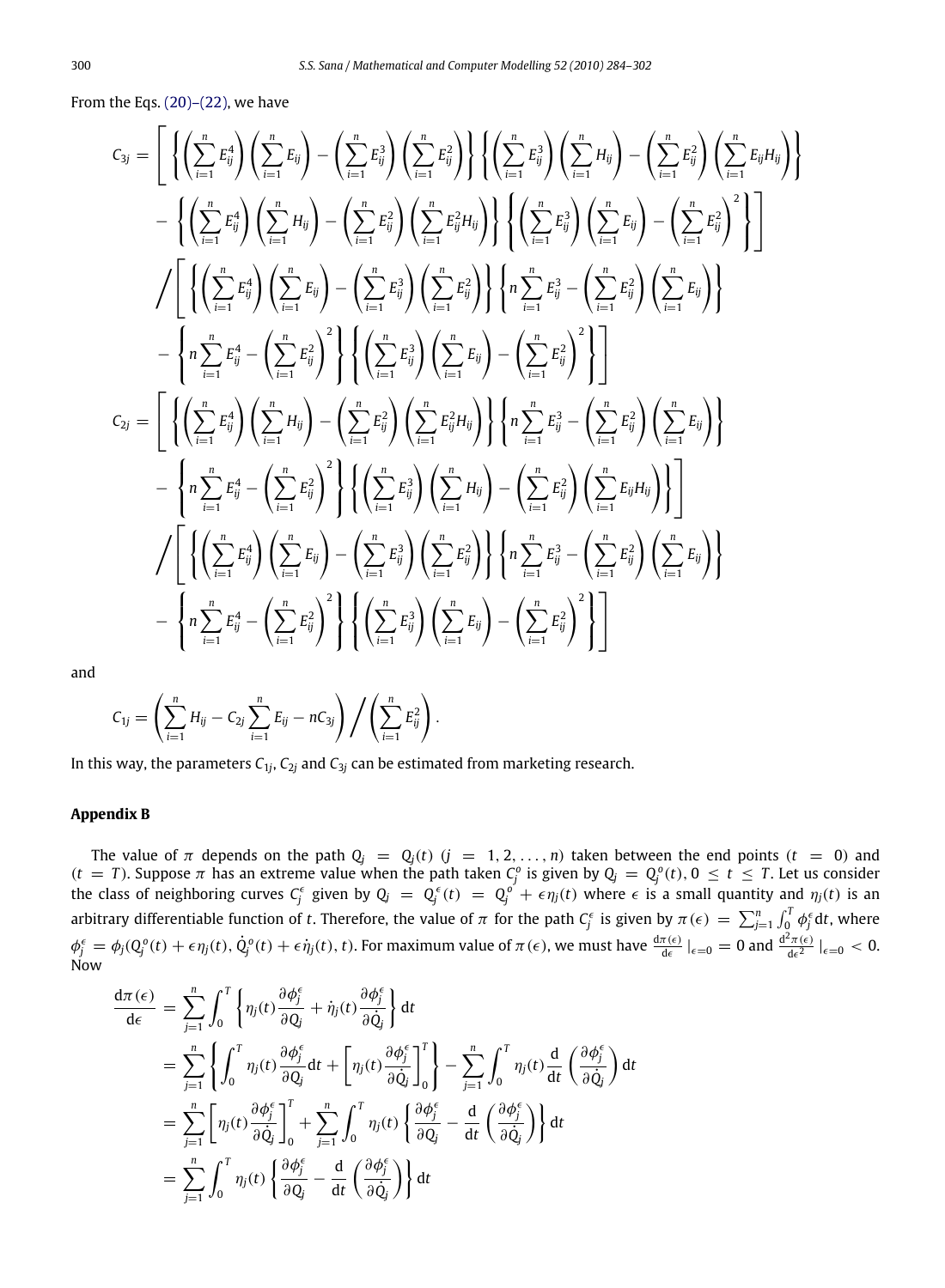From the Eqs. (20)–(22), we have

$$C_{3j} = \left[ \left\{ \left(\sum_{i=1}^{n} E_{ij}^4\right)\left(\sum_{i=1}^{n} E_{ij}\right) - \left(\sum_{i=1}^{n} E_{ij}^3\right)\left(\sum_{i=1}^{n} E_{ij}^2\right) \right\} \left\{ \left(\sum_{i=1}^{n} E_{ij}^3\right)\left(\sum_{i=1}^{n} H_{ij}\right) - \left(\sum_{i=1}^{n} E_{ij}^2\right)\left(\sum_{i=1}^{n} E_{ij}H_{ij}\right) \right\} \right.$$
$$\left. - \left\{ \left(\sum_{i=1}^{n} E_{ij}^4\right)\left(\sum_{i=1}^{n} H_{ij}\right) - \left(\sum_{i=1}^{n} E_{ij}^2\right)\left(\sum_{i=1}^{n} E_{ij}^2 H_{ij}\right) \right\} \left\{ \left(\sum_{i=1}^{n} E_{ij}^3\right)\left(\sum_{i=1}^{n} E_{ij}\right) - \left(\sum_{i=1}^{n} E_{ij}^2\right)^2 \right\} \right]$$
$$\Bigg/ \left[ \left\{ \left(\sum_{i=1}^{n} E_{ij}^4\right)\left(\sum_{i=1}^{n} E_{ij}\right) - \left(\sum_{i=1}^{n} E_{ij}^3\right)\left(\sum_{i=1}^{n} E_{ij}^2\right) \right\} \left\{ n\sum_{i=1}^{n} E_{ij}^3 - \left(\sum_{i=1}^{n} E_{ij}^2\right)\left(\sum_{i=1}^{n} E_{ij}\right) \right\} \right.$$
$$\left. - \left\{ n\sum_{i=1}^{n} E_{ij}^4 - \left(\sum_{i=1}^{n} E_{ij}^2\right)^2 \right\} \left\{ \left(\sum_{i=1}^{n} E_{ij}^3\right)\left(\sum_{i=1}^{n} E_{ij}\right) - \left(\sum_{i=1}^{n} E_{ij}^2\right)^2 \right\} \right]$$

$$C_{2j} = \left[ \left\{ \left(\sum_{i=1}^{n} E_{ij}^4\right)\left(\sum_{i=1}^{n} H_{ij}\right) - \left(\sum_{i=1}^{n} E_{ij}^2\right)\left(\sum_{i=1}^{n} E_{ij}^2 H_{ij}\right) \right\} \left\{ n\sum_{i=1}^{n} E_{ij}^3 - \left(\sum_{i=1}^{n} E_{ij}^2\right)\left(\sum_{i=1}^{n} E_{ij}\right) \right\} \right.$$
$$\left. - \left\{ n\sum_{i=1}^{n} E_{ij}^4 - \left(\sum_{i=1}^{n} E_{ij}^2\right)^2 \right\} \left\{ \left(\sum_{i=1}^{n} E_{ij}^3\right)\left(\sum_{i=1}^{n} H_{ij}\right) - \left(\sum_{i=1}^{n} E_{ij}^2\right)\left(\sum_{i=1}^{n} E_{ij}H_{ij}\right) \right\} \right]$$
$$\Bigg/ \left[ \left\{ \left(\sum_{i=1}^{n} E_{ij}^4\right)\left(\sum_{i=1}^{n} E_{ij}\right) - \left(\sum_{i=1}^{n} E_{ij}^3\right)\left(\sum_{i=1}^{n} E_{ij}^2\right) \right\} \left\{ n\sum_{i=1}^{n} E_{ij}^3 - \left(\sum_{i=1}^{n} E_{ij}^2\right)\left(\sum_{i=1}^{n} E_{ij}\right) \right\} \right.$$
$$\left. - \left\{ n\sum_{i=1}^{n} E_{ij}^4 - \left(\sum_{i=1}^{n} E_{ij}^2\right)^2 \right\} \left\{ \left(\sum_{i=1}^{n} E_{ij}^3\right)\left(\sum_{i=1}^{n} E_{ij}\right) - \left(\sum_{i=1}^{n} E_{ij}^2\right)^2 \right\} \right]$$

and

$$C_{1j} = \left( \sum_{i=1}^{n} H_{ij} - C_{2j}\sum_{i=1}^{n} E_{ij} - nC_{3j} \right) \Bigg/ \left( \sum_{i=1}^{n} E_{ij}^2 \right).$$

In this way, the parameters $C_{1j}$, $C_{2j}$ and $C_{3j}$ can be estimated from marketing research.

## Appendix B

The value of $\pi$ depends on the path $Q_j = Q_j(t)$ $(j = 1, 2, \ldots, n)$ taken between the end points $(t = 0)$ and $(t = T)$. Suppose $\pi$ has an extreme value when the path taken $C_j^o$ is given by $Q_j = Q_j^o(t), 0 \le t \le T$. Let us consider the class of neighboring curves $C_j^\epsilon$ given by $Q_j = Q_j^\epsilon(t) = Q_j^o + \epsilon \eta_j(t)$ where $\epsilon$ is a small quantity and $\eta_j(t)$ is an arbitrary differentiable function of $t$. Therefore, the value of $\pi$ for the path $C_j^\epsilon$ is given by $\pi(\epsilon) = \sum_{j=1}^{n} \int_0^T \phi_j^\epsilon \, dt$, where $\phi_j^\epsilon = \phi_j(Q_j^o(t) + \epsilon\eta_j(t), \dot{Q}_j^o(t) + \epsilon\dot{\eta}_j(t), t)$. For maximum value of $\pi(\epsilon)$, we must have $\frac{d\pi(\epsilon)}{d\epsilon}\mid_{\epsilon=0} = 0$ and $\frac{d^2\pi(\epsilon)}{d\epsilon^2}\mid_{\epsilon=0} < 0$. Now

$$\begin{aligned}
\frac{d\pi(\epsilon)}{d\epsilon} &= \sum_{j=1}^{n} \int_0^T \left\{ \eta_j(t)\frac{\partial \phi_j^\epsilon}{\partial Q_j} + \dot{\eta}_j(t)\frac{\partial \phi_j^\epsilon}{\partial \dot{Q}_j} \right\} dt \\
&= \sum_{j=1}^{n} \left\{ \int_0^T \eta_j(t)\frac{\partial \phi_j^\epsilon}{\partial Q_j} dt + \left[ \eta_j(t)\frac{\partial \phi_j^\epsilon}{\partial \dot{Q}_j} \right]_0^T \right\} - \sum_{j=1}^{n} \int_0^T \eta_j(t)\frac{d}{dt}\left( \frac{\partial \phi_j^\epsilon}{\partial \dot{Q}_j} \right) dt \\
&= \sum_{j=1}^{n} \left[ \eta_j(t)\frac{\partial \phi_j^\epsilon}{\partial \dot{Q}_j} \right]_0^T + \sum_{j=1}^{n} \int_0^T \eta_j(t) \left\{ \frac{\partial \phi_j^\epsilon}{\partial Q_j} - \frac{d}{dt}\left( \frac{\partial \phi_j^\epsilon}{\partial \dot{Q}_j} \right) \right\} dt \\
&= \sum_{j=1}^{n} \int_0^T \eta_j(t) \left\{ \frac{\partial \phi_j^\epsilon}{\partial Q_j} - \frac{d}{dt}\left( \frac{\partial \phi_j^\epsilon}{\partial \dot{Q}_j} \right) \right\} dt
\end{aligned}$$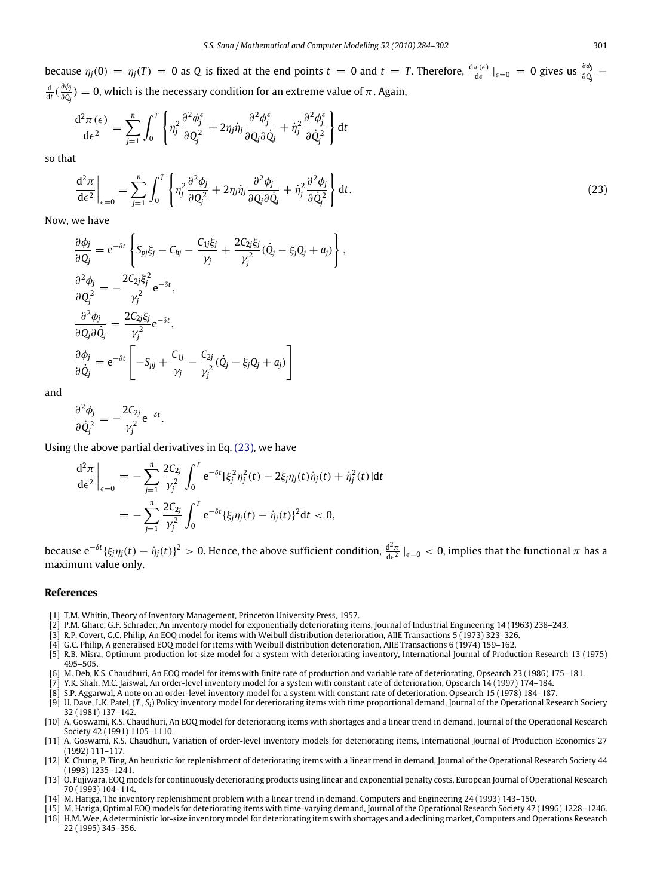because $\eta_j(0) = \eta_j(T) = 0$ as $Q$ is fixed at the end points $t = 0$ and $t = T$. Therefore, $\frac{\mathrm{d}\pi(\epsilon)}{\mathrm{d}\epsilon}|_{\epsilon=0} = 0$ gives us $\frac{\partial \phi_j}{\partial Q_j} - \frac{\mathrm{d}}{\mathrm{d}t}(\frac{\partial \phi_j}{\partial \dot{Q}_j}) = 0$, which is the necessary condition for an extreme value of $\pi$. Again,

$$\frac{\mathrm{d}^2\pi(\epsilon)}{\mathrm{d}\epsilon^2} = \sum_{j=1}^{n} \int_0^T \left\{ \eta_j^2 \frac{\partial^2 \phi_j^\epsilon}{\partial Q_j^2} + 2\eta_j \dot{\eta}_j \frac{\partial^2 \phi_j^\epsilon}{\partial Q_j \partial \dot{Q}_j} + \dot{\eta}_j^2 \frac{\partial^2 \phi_j^\epsilon}{\partial \dot{Q}_j^2} \right\} \mathrm{d}t$$

so that

$$\left.\frac{\mathrm{d}^2\pi}{\mathrm{d}\epsilon^2}\right|_{\epsilon=0} = \sum_{j=1}^{n} \int_0^T \left\{ \eta_j^2 \frac{\partial^2 \phi_j}{\partial Q_j^2} + 2\eta_j \dot{\eta}_j \frac{\partial^2 \phi_j}{\partial Q_j \partial \dot{Q}_j} + \dot{\eta}_j^2 \frac{\partial^2 \phi_j}{\partial \dot{Q}_j^2} \right\} \mathrm{d}t. \tag{23}$$

Now, we have

$$\frac{\partial \phi_j}{\partial Q_j} = \mathrm{e}^{-\delta t} \left\{ S_{pj}\xi_j - C_{hj} - \frac{C_{1j}\xi_j}{\gamma_j} + \frac{2C_{2j}\xi_j}{\gamma_j^2}(\dot{Q}_j - \xi_j Q_j + a_j) \right\},$$

$$\frac{\partial^2 \phi_j}{\partial Q_j^2} = -\frac{2C_{2j}\xi_j^2}{\gamma_j^2}\mathrm{e}^{-\delta t},$$

$$\frac{\partial^2 \phi_j}{\partial Q_j \partial \dot{Q}_j} = \frac{2C_{2j}\xi_j}{\gamma_j^2}\mathrm{e}^{-\delta t},$$

$$\frac{\partial \phi_j}{\partial \dot{Q}_j} = \mathrm{e}^{-\delta t} \left[ -S_{pj} + \frac{C_{1j}}{\gamma_j} - \frac{C_{2j}}{\gamma_j^2}(\dot{Q}_j - \xi_j Q_j + a_j) \right]$$

and

$$\frac{\partial^2 \phi_j}{\partial \dot{Q}_j^2} = -\frac{2C_{2j}}{\gamma_j^2}\mathrm{e}^{-\delta t}.$$

Using the above partial derivatives in Eq. (23), we have

$$\begin{aligned}
\left.\frac{\mathrm{d}^2\pi}{\mathrm{d}\epsilon^2}\right|_{\epsilon=0} &= -\sum_{j=1}^{n} \frac{2C_{2j}}{\gamma_j^2} \int_0^T \mathrm{e}^{-\delta t}[\xi_j^2 \eta_j^2(t) - 2\xi_j \eta_j(t)\dot{\eta}_j(t) + \dot{\eta}_j^2(t)]\mathrm{d}t \\
&= -\sum_{j=1}^{n} \frac{2C_{2j}}{\gamma_j^2} \int_0^T \mathrm{e}^{-\delta t}\{\xi_j \eta_j(t) - \dot{\eta}_j(t)\}^2 \mathrm{d}t < 0,
\end{aligned}$$

because $\mathrm{e}^{-\delta t}\{\xi_j \eta_j(t) - \dot{\eta}_j(t)\}^2 > 0$. Hence, the above sufficient condition, $\frac{\mathrm{d}^2\pi}{\mathrm{d}\epsilon^2}|_{\epsilon=0} < 0$, implies that the functional $\pi$ has a maximum value only.

## References

[1] T.M. Whitin, Theory of Inventory Management, Princeton University Press, 1957.

[2] P.M. Ghare, G.F. Schrader, An inventory model for exponentially deteriorating items, Journal of Industrial Engineering 14 (1963) 238–243.

[3] R.P. Covert, G.C. Philip, An EOQ model for items with Weibull distribution deterioration, AIIE Transactions 5 (1973) 323–326.

[4] G.C. Philip, A generalised EOQ model for items with Weibull distribution deterioration, AIIE Transactions 6 (1974) 159–162.

[5] R.B. Misra, Optimum production lot-size model for a system with deteriorating inventory, International Journal of Production Research 13 (1975) 495–505.

[6] M. Deb, K.S. Chaudhuri, An EOQ model for items with finite rate of production and variable rate of deteriorating, Opsearch 23 (1986) 175–181.

[7] Y.K. Shah, M.C. Jaiswal, An order-level inventory model for a system with constant rate of deterioration, Opsearch 14 (1997) 174–184.

[8] S.P. Aggarwal, A note on an order-level inventory model for a system with constant rate of deterioration, Opsearch 15 (1978) 184–187.

[9] U. Dave, L.K. Patel, $(T, S_i)$ Policy inventory model for deteriorating items with time proportional demand, Journal of the Operational Research Society 32 (1981) 137–142.

[10] A. Goswami, K.S. Chaudhuri, An EOQ model for deteriorating items with shortages and a linear trend in demand, Journal of the Operational Research Society 42 (1991) 1105–1110.

[11] A. Goswami, K.S. Chaudhuri, Variation of order-level inventory models for deteriorating items, International Journal of Production Economics 27 (1992) 111–117.

[12] K. Chung, P. Ting, An heuristic for replenishment of deteriorating items with a linear trend in demand, Journal of the Operational Research Society 44 (1993) 1235–1241.

[13] O. Fujiwara, EOQ models for continuously deteriorating products using linear and exponential penalty costs, European Journal of Operational Research 70 (1993) 104–114.

[14] M. Hariga, The inventory replenishment problem with a linear trend in demand, Computers and Engineering 24 (1993) 143–150.

[15] M. Hariga, Optimal EOQ models for deteriorating items with time-varying demand, Journal of the Operational Research Society 47 (1996) 1228–1246.

[16] H.M. Wee, A deterministic lot-size inventory model for deteriorating items with shortages and a declining market, Computers and Operations Research 22 (1995) 345–356.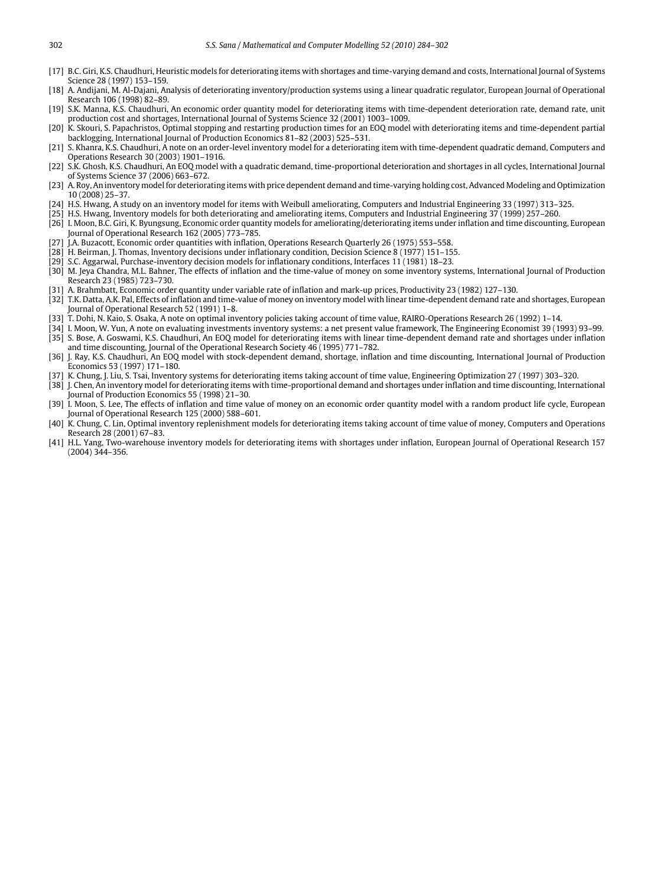[17] B.C. Giri, K.S. Chaudhuri, Heuristic models for deteriorating items with shortages and time-varying demand and costs, International Journal of Systems Science 28 (1997) 153–159.
[18] A. Andijani, M. Al-Dajani, Analysis of deteriorating inventory/production systems using a linear quadratic regulator, European Journal of Operational Research 106 (1998) 82–89.
[19] S.K. Manna, K.S. Chaudhuri, An economic order quantity model for deteriorating items with time-dependent deterioration rate, demand rate, unit production cost and shortages, International Journal of Systems Science 32 (2001) 1003–1009.
[20] K. Skouri, S. Papachristos, Optimal stopping and restarting production times for an EOQ model with deteriorating items and time-dependent partial backlogging, International Journal of Production Economics 81–82 (2003) 525–531.
[21] S. Khanra, K.S. Chaudhuri, A note on an order-level inventory model for a deteriorating item with time-dependent quadratic demand, Computers and Operations Research 30 (2003) 1901–1916.
[22] S.K. Ghosh, K.S. Chaudhuri, An EOQ model with a quadratic demand, time-proportional deterioration and shortages in all cycles, International Journal of Systems Science 37 (2006) 663–672.
[23] A. Roy, An inventory model for deteriorating items with price dependent demand and time-varying holding cost, Advanced Modeling and Optimization 10 (2008) 25–37.
[24] H.S. Hwang, A study on an inventory model for items with Weibull ameliorating, Computers and Industrial Engineering 33 (1997) 313–325.
[25] H.S. Hwang, Inventory models for both deteriorating and ameliorating items, Computers and Industrial Engineering 37 (1999) 257–260.
[26] I. Moon, B.C. Giri, K. Byungsung, Economic order quantity models for ameliorating/deteriorating items under inflation and time discounting, European Journal of Operational Research 162 (2005) 773–785.
[27] J.A. Buzacott, Economic order quantities with inflation, Operations Research Quarterly 26 (1975) 553–558.
[28] H. Beirman, J. Thomas, Inventory decisions under inflationary condition, Decision Science 8 (1977) 151–155.
[29] S.C. Aggarwal, Purchase-inventory decision models for inflationary conditions, Interfaces 11 (1981) 18–23.
[30] M. Jeya Chandra, M.L. Bahner, The effects of inflation and the time-value of money on some inventory systems, International Journal of Production Research 23 (1985) 723–730.
[31] A. Brahmbatt, Economic order quantity under variable rate of inflation and mark-up prices, Productivity 23 (1982) 127–130.
[32] T.K. Datta, A.K. Pal, Effects of inflation and time-value of money on inventory model with linear time-dependent demand rate and shortages, European Journal of Operational Research 52 (1991) 1–8.
[33] T. Dohi, N. Kaio, S. Osaka, A note on optimal inventory policies taking account of time value, RAIRO-Operations Research 26 (1992) 1–14.
[34] I. Moon, W. Yun, A note on evaluating investments inventory systems: a net present value framework, The Engineering Economist 39 (1993) 93–99.
[35] S. Bose, A. Goswami, K.S. Chaudhuri, An EOQ model for deteriorating items with linear time-dependent demand rate and shortages under inflation and time discounting, Journal of the Operational Research Society 46 (1995) 771–782.
[36] J. Ray, K.S. Chaudhuri, An EOQ model with stock-dependent demand, shortage, inflation and time discounting, International Journal of Production Economics 53 (1997) 171–180.
[37] K. Chung, J. Liu, S. Tsai, Inventory systems for deteriorating items taking account of time value, Engineering Optimization 27 (1997) 303–320.
[38] J. Chen, An inventory model for deteriorating items with time-proportional demand and shortages under inflation and time discounting, International Journal of Production Economics 55 (1998) 21–30.
[39] I. Moon, S. Lee, The effects of inflation and time value of money on an economic order quantity model with a random product life cycle, European Journal of Operational Research 125 (2000) 588–601.
[40] K. Chung, C. Lin, Optimal inventory replenishment models for deteriorating items taking account of time value of money, Computers and Operations Research 28 (2001) 67–83.
[41] H.L. Yang, Two-warehouse inventory models for deteriorating items with shortages under inflation, European Journal of Operational Research 157 (2004) 344–356.